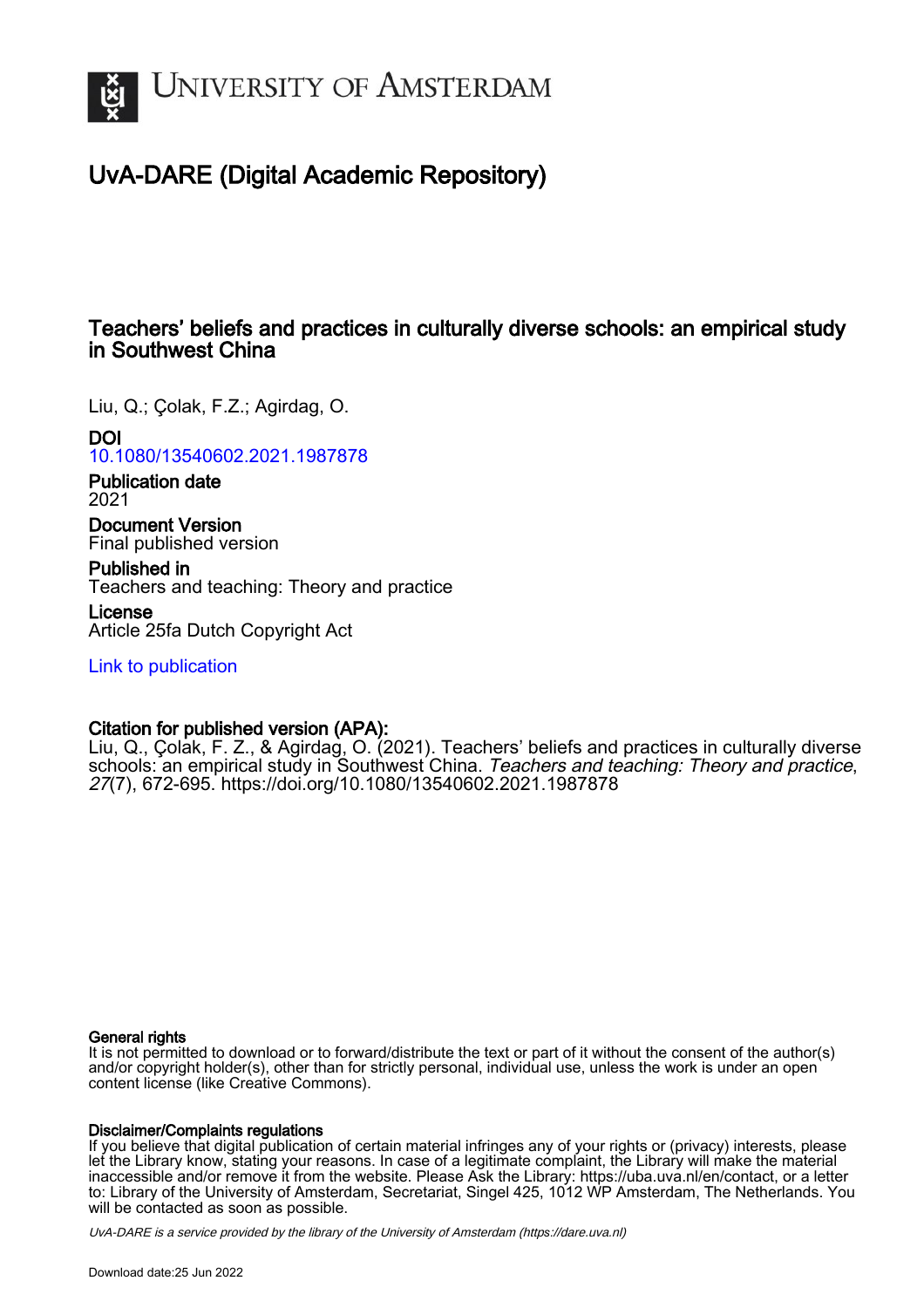# UvA-DARE (Digital Academic Repository)

## Teachers' beliefs and practices in culturally diverse schools: an empirical study in Southwest China

Liu, Q.; Çolak, F.Z.; Agirdag, O.

**DOI**
10.1080/13540602.2021.1987878

**Publication date**
2021

**Document Version**
Final published version

**Published in**
Teachers and teaching: Theory and practice

**License**
Article 25fa Dutch Copyright Act

Link to publication

**Citation for published version (APA):**
Liu, Q., Çolak, F. Z., & Agirdag, O. (2021). Teachers' beliefs and practices in culturally diverse schools: an empirical study in Southwest China. *Teachers and teaching: Theory and practice*, *27*(7), 672-695. https://doi.org/10.1080/13540602.2021.1987878

**General rights**
It is not permitted to download or to forward/distribute the text or part of it without the consent of the author(s) and/or copyright holder(s), other than for strictly personal, individual use, unless the work is under an open content license (like Creative Commons).

**Disclaimer/Complaints regulations**
If you believe that digital publication of certain material infringes any of your rights or (privacy) interests, please let the Library know, stating your reasons. In case of a legitimate complaint, the Library will make the material inaccessible and/or remove it from the website. Please Ask the Library: https://uba.uva.nl/en/contact, or a letter to: Library of the University of Amsterdam, Secretariat, Singel 425, 1012 WP Amsterdam, The Netherlands. You will be contacted as soon as possible.

*UvA-DARE is a service provided by the library of the University of Amsterdam (https://dare.uva.nl)*

Download date:25 Jun 2022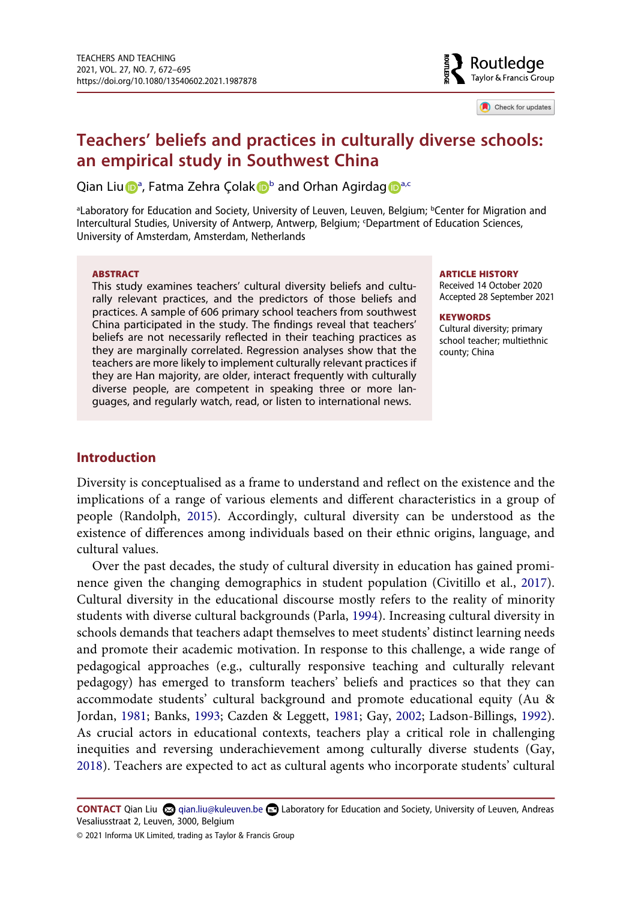# Teachers' beliefs and practices in culturally diverse schools: an empirical study in Southwest China

Qian Liu[a], Fatma Zehra Çolak[b] and Orhan Agirdag[a,c]

[a]Laboratory for Education and Society, University of Leuven, Leuven, Belgium; [b]Center for Migration and Intercultural Studies, University of Antwerp, Antwerp, Belgium; [c]Department of Education Sciences, University of Amsterdam, Amsterdam, Netherlands

## ABSTRACT

This study examines teachers' cultural diversity beliefs and culturally relevant practices, and the predictors of those beliefs and practices. A sample of 606 primary school teachers from southwest China participated in the study. The findings reveal that teachers' beliefs are not necessarily reflected in their teaching practices as they are marginally correlated. Regression analyses show that the teachers are more likely to implement culturally relevant practices if they are Han majority, are older, interact frequently with culturally diverse people, are competent in speaking three or more languages, and regularly watch, read, or listen to international news.

**ARTICLE HISTORY**
Received 14 October 2020
Accepted 28 September 2021

**KEYWORDS**
Cultural diversity; primary school teacher; multiethnic county; China

## Introduction

Diversity is conceptualised as a frame to understand and reflect on the existence and the implications of a range of various elements and different characteristics in a group of people (Randolph, 2015). Accordingly, cultural diversity can be understood as the existence of differences among individuals based on their ethnic origins, language, and cultural values.

Over the past decades, the study of cultural diversity in education has gained prominence given the changing demographics in student population (Civitillo et al., 2017). Cultural diversity in the educational discourse mostly refers to the reality of minority students with diverse cultural backgrounds (Parla, 1994). Increasing cultural diversity in schools demands that teachers adapt themselves to meet students' distinct learning needs and promote their academic motivation. In response to this challenge, a wide range of pedagogical approaches (e.g., culturally responsive teaching and culturally relevant pedagogy) has emerged to transform teachers' beliefs and practices so that they can accommodate students' cultural background and promote educational equity (Au & Jordan, 1981; Banks, 1993; Cazden & Leggett, 1981; Gay, 2002; Ladson-Billings, 1992). As crucial actors in educational contexts, teachers play a critical role in challenging inequities and reversing underachievement among culturally diverse students (Gay, 2018). Teachers are expected to act as cultural agents who incorporate students' cultural

**CONTACT** Qian Liu qian.liu@kuleuven.be Laboratory for Education and Society, University of Leuven, Andreas Vesaliusstraat 2, Leuven, 3000, Belgium

© 2021 Informa UK Limited, trading as Taylor & Francis Group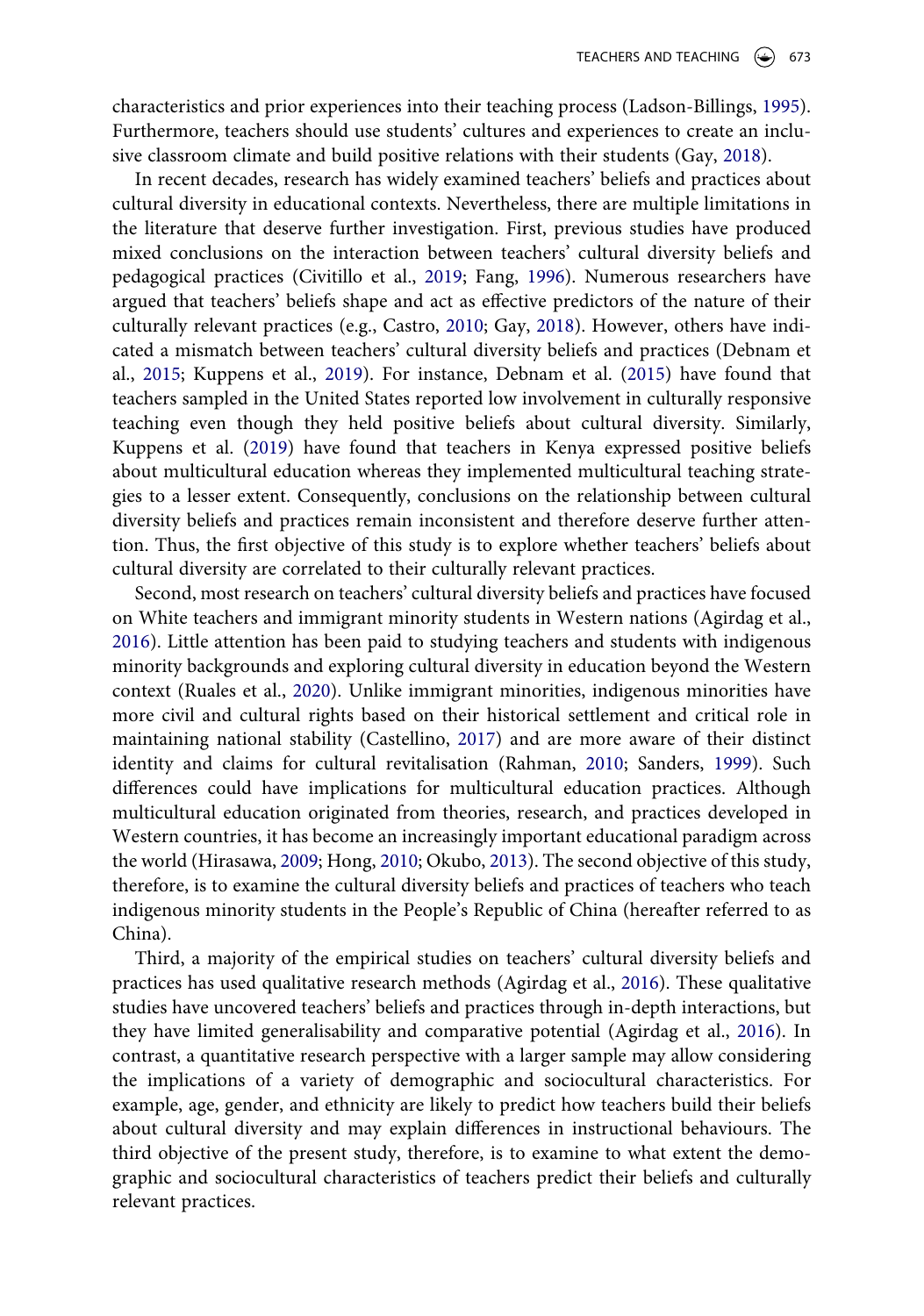characteristics and prior experiences into their teaching process (Ladson-Billings, 1995). Furthermore, teachers should use students' cultures and experiences to create an inclusive classroom climate and build positive relations with their students (Gay, 2018).

In recent decades, research has widely examined teachers' beliefs and practices about cultural diversity in educational contexts. Nevertheless, there are multiple limitations in the literature that deserve further investigation. First, previous studies have produced mixed conclusions on the interaction between teachers' cultural diversity beliefs and pedagogical practices (Civitillo et al., 2019; Fang, 1996). Numerous researchers have argued that teachers' beliefs shape and act as effective predictors of the nature of their culturally relevant practices (e.g., Castro, 2010; Gay, 2018). However, others have indicated a mismatch between teachers' cultural diversity beliefs and practices (Debnam et al., 2015; Kuppens et al., 2019). For instance, Debnam et al. (2015) have found that teachers sampled in the United States reported low involvement in culturally responsive teaching even though they held positive beliefs about cultural diversity. Similarly, Kuppens et al. (2019) have found that teachers in Kenya expressed positive beliefs about multicultural education whereas they implemented multicultural teaching strategies to a lesser extent. Consequently, conclusions on the relationship between cultural diversity beliefs and practices remain inconsistent and therefore deserve further attention. Thus, the first objective of this study is to explore whether teachers' beliefs about cultural diversity are correlated to their culturally relevant practices.

Second, most research on teachers' cultural diversity beliefs and practices have focused on White teachers and immigrant minority students in Western nations (Agirdag et al., 2016). Little attention has been paid to studying teachers and students with indigenous minority backgrounds and exploring cultural diversity in education beyond the Western context (Ruales et al., 2020). Unlike immigrant minorities, indigenous minorities have more civil and cultural rights based on their historical settlement and critical role in maintaining national stability (Castellino, 2017) and are more aware of their distinct identity and claims for cultural revitalisation (Rahman, 2010; Sanders, 1999). Such differences could have implications for multicultural education practices. Although multicultural education originated from theories, research, and practices developed in Western countries, it has become an increasingly important educational paradigm across the world (Hirasawa, 2009; Hong, 2010; Okubo, 2013). The second objective of this study, therefore, is to examine the cultural diversity beliefs and practices of teachers who teach indigenous minority students in the People's Republic of China (hereafter referred to as China).

Third, a majority of the empirical studies on teachers' cultural diversity beliefs and practices has used qualitative research methods (Agirdag et al., 2016). These qualitative studies have uncovered teachers' beliefs and practices through in-depth interactions, but they have limited generalisability and comparative potential (Agirdag et al., 2016). In contrast, a quantitative research perspective with a larger sample may allow considering the implications of a variety of demographic and sociocultural characteristics. For example, age, gender, and ethnicity are likely to predict how teachers build their beliefs about cultural diversity and may explain differences in instructional behaviours. The third objective of the present study, therefore, is to examine to what extent the demographic and sociocultural characteristics of teachers predict their beliefs and culturally relevant practices.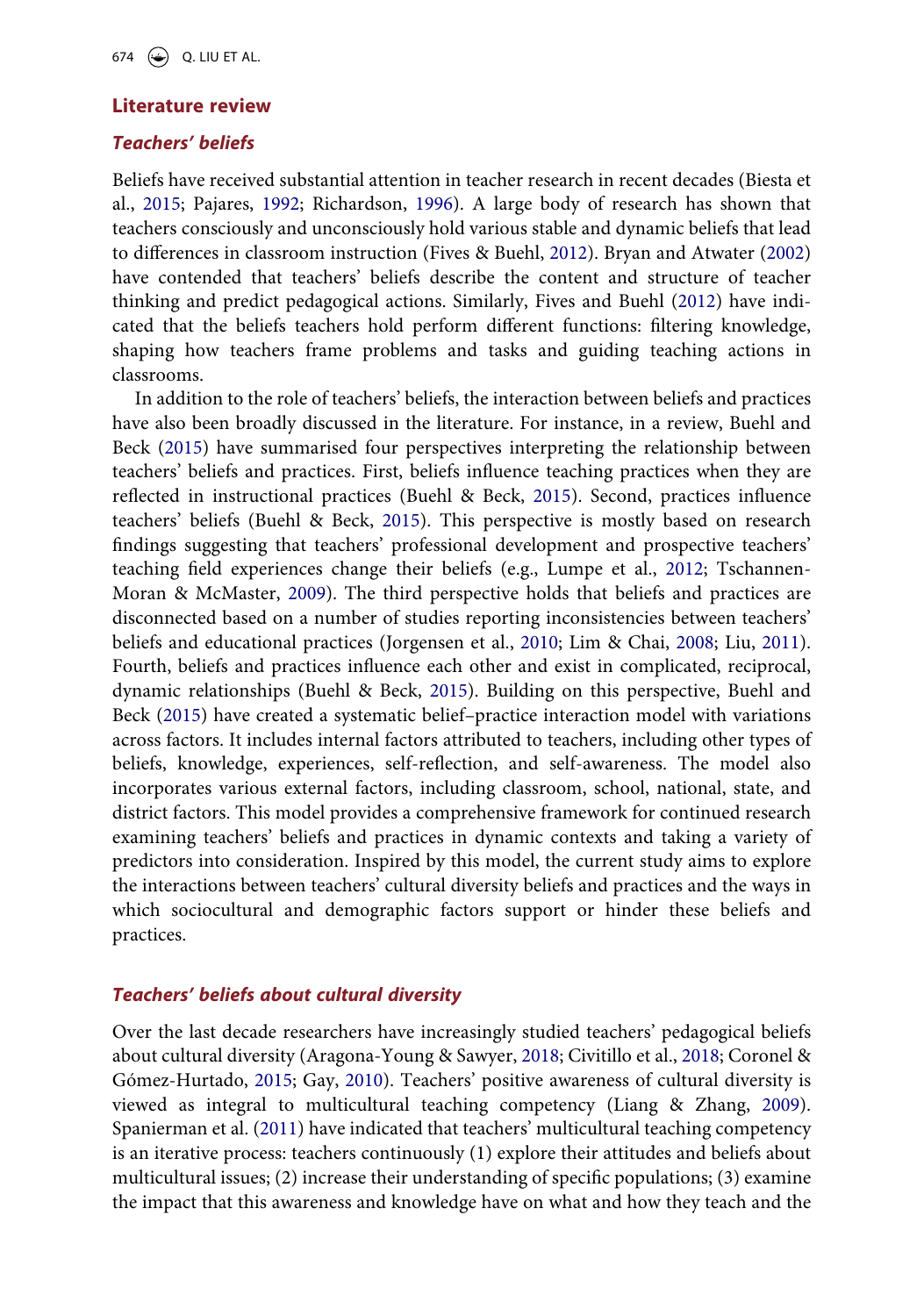## Literature review

### *Teachers' beliefs*

Beliefs have received substantial attention in teacher research in recent decades (Biesta et al., 2015; Pajares, 1992; Richardson, 1996). A large body of research has shown that teachers consciously and unconsciously hold various stable and dynamic beliefs that lead to differences in classroom instruction (Fives & Buehl, 2012). Bryan and Atwater (2002) have contended that teachers' beliefs describe the content and structure of teacher thinking and predict pedagogical actions. Similarly, Fives and Buehl (2012) have indicated that the beliefs teachers hold perform different functions: filtering knowledge, shaping how teachers frame problems and tasks and guiding teaching actions in classrooms.

In addition to the role of teachers' beliefs, the interaction between beliefs and practices have also been broadly discussed in the literature. For instance, in a review, Buehl and Beck (2015) have summarised four perspectives interpreting the relationship between teachers' beliefs and practices. First, beliefs influence teaching practices when they are reflected in instructional practices (Buehl & Beck, 2015). Second, practices influence teachers' beliefs (Buehl & Beck, 2015). This perspective is mostly based on research findings suggesting that teachers' professional development and prospective teachers' teaching field experiences change their beliefs (e.g., Lumpe et al., 2012; Tschannen-Moran & McMaster, 2009). The third perspective holds that beliefs and practices are disconnected based on a number of studies reporting inconsistencies between teachers' beliefs and educational practices (Jorgensen et al., 2010; Lim & Chai, 2008; Liu, 2011). Fourth, beliefs and practices influence each other and exist in complicated, reciprocal, dynamic relationships (Buehl & Beck, 2015). Building on this perspective, Buehl and Beck (2015) have created a systematic belief–practice interaction model with variations across factors. It includes internal factors attributed to teachers, including other types of beliefs, knowledge, experiences, self-reflection, and self-awareness. The model also incorporates various external factors, including classroom, school, national, state, and district factors. This model provides a comprehensive framework for continued research examining teachers' beliefs and practices in dynamic contexts and taking a variety of predictors into consideration. Inspired by this model, the current study aims to explore the interactions between teachers' cultural diversity beliefs and practices and the ways in which sociocultural and demographic factors support or hinder these beliefs and practices.

### *Teachers' beliefs about cultural diversity*

Over the last decade researchers have increasingly studied teachers' pedagogical beliefs about cultural diversity (Aragona-Young & Sawyer, 2018; Civitillo et al., 2018; Coronel & Gómez-Hurtado, 2015; Gay, 2010). Teachers' positive awareness of cultural diversity is viewed as integral to multicultural teaching competency (Liang & Zhang, 2009). Spanierman et al. (2011) have indicated that teachers' multicultural teaching competency is an iterative process: teachers continuously (1) explore their attitudes and beliefs about multicultural issues; (2) increase their understanding of specific populations; (3) examine the impact that this awareness and knowledge have on what and how they teach and the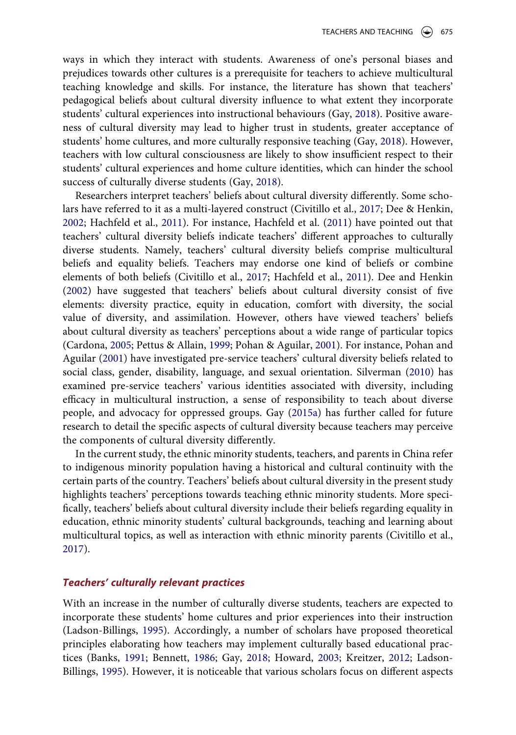ways in which they interact with students. Awareness of one's personal biases and prejudices towards other cultures is a prerequisite for teachers to achieve multicultural teaching knowledge and skills. For instance, the literature has shown that teachers' pedagogical beliefs about cultural diversity influence to what extent they incorporate students' cultural experiences into instructional behaviours (Gay, 2018). Positive awareness of cultural diversity may lead to higher trust in students, greater acceptance of students' home cultures, and more culturally responsive teaching (Gay, 2018). However, teachers with low cultural consciousness are likely to show insufficient respect to their students' cultural experiences and home culture identities, which can hinder the school success of culturally diverse students (Gay, 2018).

Researchers interpret teachers' beliefs about cultural diversity differently. Some scholars have referred to it as a multi-layered construct (Civitillo et al., 2017; Dee & Henkin, 2002; Hachfeld et al., 2011). For instance, Hachfeld et al. (2011) have pointed out that teachers' cultural diversity beliefs indicate teachers' different approaches to culturally diverse students. Namely, teachers' cultural diversity beliefs comprise multicultural beliefs and equality beliefs. Teachers may endorse one kind of beliefs or combine elements of both beliefs (Civitillo et al., 2017; Hachfeld et al., 2011). Dee and Henkin (2002) have suggested that teachers' beliefs about cultural diversity consist of five elements: diversity practice, equity in education, comfort with diversity, the social value of diversity, and assimilation. However, others have viewed teachers' beliefs about cultural diversity as teachers' perceptions about a wide range of particular topics (Cardona, 2005; Pettus & Allain, 1999; Pohan & Aguilar, 2001). For instance, Pohan and Aguilar (2001) have investigated pre-service teachers' cultural diversity beliefs related to social class, gender, disability, language, and sexual orientation. Silverman (2010) has examined pre-service teachers' various identities associated with diversity, including efficacy in multicultural instruction, a sense of responsibility to teach about diverse people, and advocacy for oppressed groups. Gay (2015a) has further called for future research to detail the specific aspects of cultural diversity because teachers may perceive the components of cultural diversity differently.

In the current study, the ethnic minority students, teachers, and parents in China refer to indigenous minority population having a historical and cultural continuity with the certain parts of the country. Teachers' beliefs about cultural diversity in the present study highlights teachers' perceptions towards teaching ethnic minority students. More specifically, teachers' beliefs about cultural diversity include their beliefs regarding equality in education, ethnic minority students' cultural backgrounds, teaching and learning about multicultural topics, as well as interaction with ethnic minority parents (Civitillo et al., 2017).

### *Teachers' culturally relevant practices*

With an increase in the number of culturally diverse students, teachers are expected to incorporate these students' home cultures and prior experiences into their instruction (Ladson-Billings, 1995). Accordingly, a number of scholars have proposed theoretical principles elaborating how teachers may implement culturally based educational practices (Banks, 1991; Bennett, 1986; Gay, 2018; Howard, 2003; Kreitzer, 2012; Ladson-Billings, 1995). However, it is noticeable that various scholars focus on different aspects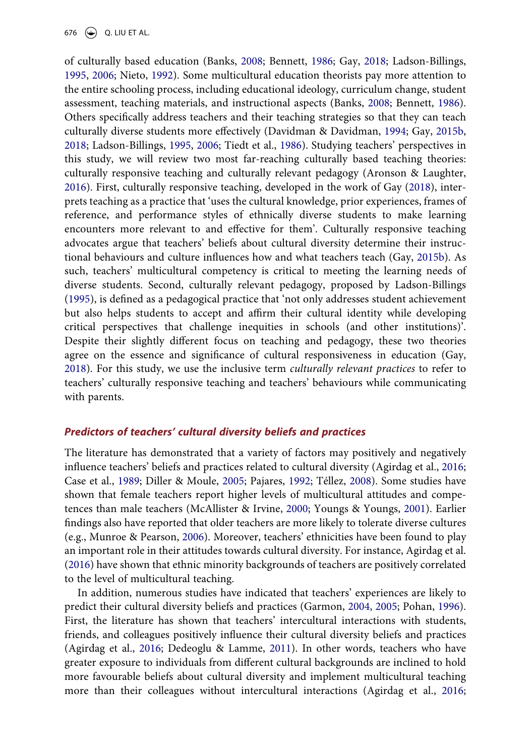of culturally based education (Banks, 2008; Bennett, 1986; Gay, 2018; Ladson-Billings, 1995, 2006; Nieto, 1992). Some multicultural education theorists pay more attention to the entire schooling process, including educational ideology, curriculum change, student assessment, teaching materials, and instructional aspects (Banks, 2008; Bennett, 1986). Others specifically address teachers and their teaching strategies so that they can teach culturally diverse students more effectively (Davidman & Davidman, 1994; Gay, 2015b, 2018; Ladson-Billings, 1995, 2006; Tiedt et al., 1986). Studying teachers' perspectives in this study, we will review two most far-reaching culturally based teaching theories: culturally responsive teaching and culturally relevant pedagogy (Aronson & Laughter, 2016). First, culturally responsive teaching, developed in the work of Gay (2018), interprets teaching as a practice that 'uses the cultural knowledge, prior experiences, frames of reference, and performance styles of ethnically diverse students to make learning encounters more relevant to and effective for them'. Culturally responsive teaching advocates argue that teachers' beliefs about cultural diversity determine their instructional behaviours and culture influences how and what teachers teach (Gay, 2015b). As such, teachers' multicultural competency is critical to meeting the learning needs of diverse students. Second, culturally relevant pedagogy, proposed by Ladson-Billings (1995), is defined as a pedagogical practice that 'not only addresses student achievement but also helps students to accept and affirm their cultural identity while developing critical perspectives that challenge inequities in schools (and other institutions)'. Despite their slightly different focus on teaching and pedagogy, these two theories agree on the essence and significance of cultural responsiveness in education (Gay, 2018). For this study, we use the inclusive term *culturally relevant practices* to refer to teachers' culturally responsive teaching and teachers' behaviours while communicating with parents.

### *Predictors of teachers' cultural diversity beliefs and practices*

The literature has demonstrated that a variety of factors may positively and negatively influence teachers' beliefs and practices related to cultural diversity (Agirdag et al., 2016; Case et al., 1989; Diller & Moule, 2005; Pajares, 1992; Téllez, 2008). Some studies have shown that female teachers report higher levels of multicultural attitudes and competences than male teachers (McAllister & Irvine, 2000; Youngs & Youngs, 2001). Earlier findings also have reported that older teachers are more likely to tolerate diverse cultures (e.g., Munroe & Pearson, 2006). Moreover, teachers' ethnicities have been found to play an important role in their attitudes towards cultural diversity. For instance, Agirdag et al. (2016) have shown that ethnic minority backgrounds of teachers are positively correlated to the level of multicultural teaching.

In addition, numerous studies have indicated that teachers' experiences are likely to predict their cultural diversity beliefs and practices (Garmon, 2004, 2005; Pohan, 1996). First, the literature has shown that teachers' intercultural interactions with students, friends, and colleagues positively influence their cultural diversity beliefs and practices (Agirdag et al., 2016; Dedeoglu & Lamme, 2011). In other words, teachers who have greater exposure to individuals from different cultural backgrounds are inclined to hold more favourable beliefs about cultural diversity and implement multicultural teaching more than their colleagues without intercultural interactions (Agirdag et al., 2016;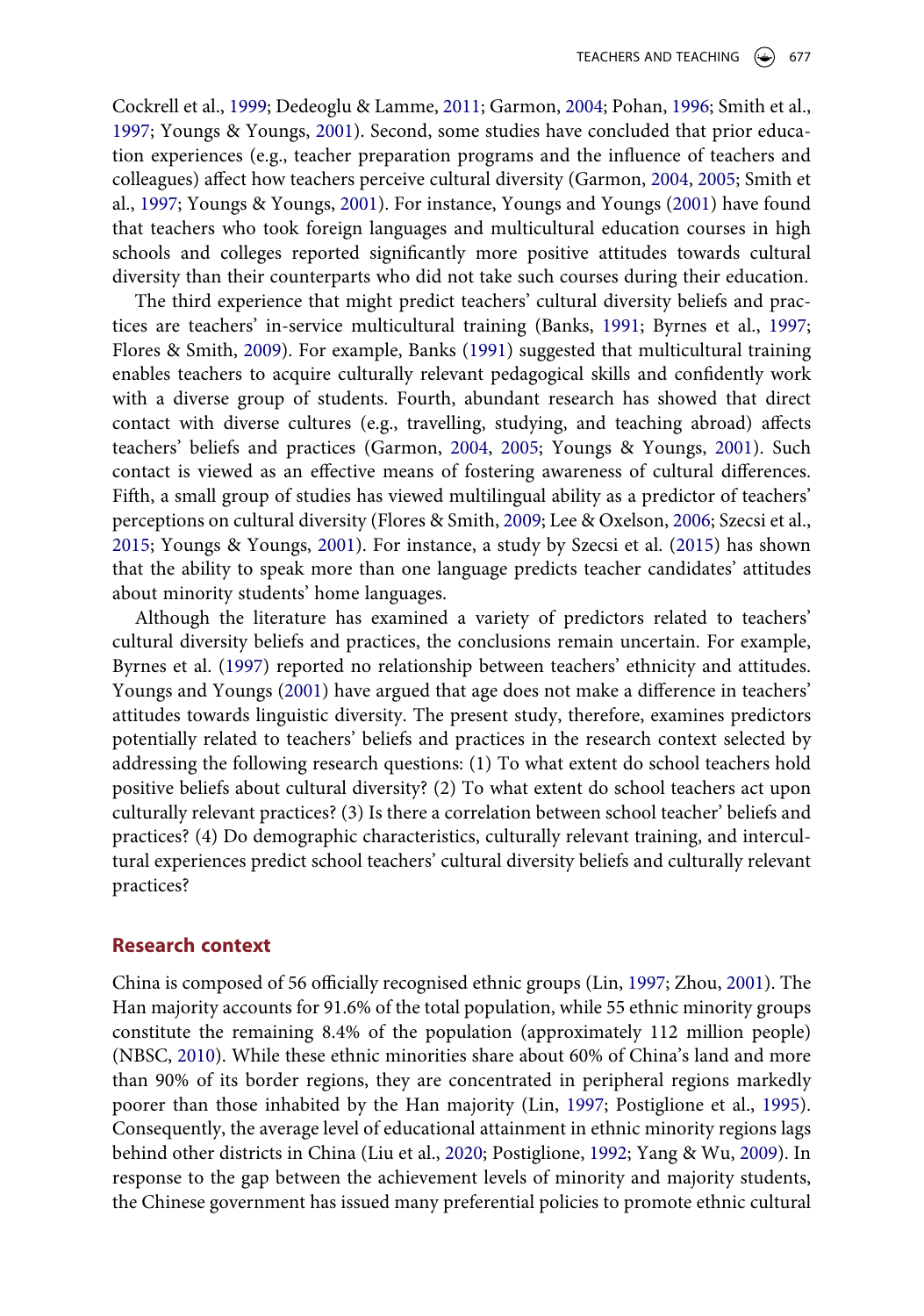Cockrell et al., 1999; Dedeoglu & Lamme, 2011; Garmon, 2004; Pohan, 1996; Smith et al., 1997; Youngs & Youngs, 2001). Second, some studies have concluded that prior education experiences (e.g., teacher preparation programs and the influence of teachers and colleagues) affect how teachers perceive cultural diversity (Garmon, 2004, 2005; Smith et al., 1997; Youngs & Youngs, 2001). For instance, Youngs and Youngs (2001) have found that teachers who took foreign languages and multicultural education courses in high schools and colleges reported significantly more positive attitudes towards cultural diversity than their counterparts who did not take such courses during their education.

The third experience that might predict teachers' cultural diversity beliefs and practices are teachers' in-service multicultural training (Banks, 1991; Byrnes et al., 1997; Flores & Smith, 2009). For example, Banks (1991) suggested that multicultural training enables teachers to acquire culturally relevant pedagogical skills and confidently work with a diverse group of students. Fourth, abundant research has showed that direct contact with diverse cultures (e.g., travelling, studying, and teaching abroad) affects teachers' beliefs and practices (Garmon, 2004, 2005; Youngs & Youngs, 2001). Such contact is viewed as an effective means of fostering awareness of cultural differences. Fifth, a small group of studies has viewed multilingual ability as a predictor of teachers' perceptions on cultural diversity (Flores & Smith, 2009; Lee & Oxelson, 2006; Szecsi et al., 2015; Youngs & Youngs, 2001). For instance, a study by Szecsi et al. (2015) has shown that the ability to speak more than one language predicts teacher candidates' attitudes about minority students' home languages.

Although the literature has examined a variety of predictors related to teachers' cultural diversity beliefs and practices, the conclusions remain uncertain. For example, Byrnes et al. (1997) reported no relationship between teachers' ethnicity and attitudes. Youngs and Youngs (2001) have argued that age does not make a difference in teachers' attitudes towards linguistic diversity. The present study, therefore, examines predictors potentially related to teachers' beliefs and practices in the research context selected by addressing the following research questions: (1) To what extent do school teachers hold positive beliefs about cultural diversity? (2) To what extent do school teachers act upon culturally relevant practices? (3) Is there a correlation between school teacher' beliefs and practices? (4) Do demographic characteristics, culturally relevant training, and intercultural experiences predict school teachers' cultural diversity beliefs and culturally relevant practices?

## Research context

China is composed of 56 officially recognised ethnic groups (Lin, 1997; Zhou, 2001). The Han majority accounts for 91.6% of the total population, while 55 ethnic minority groups constitute the remaining 8.4% of the population (approximately 112 million people) (NBSC, 2010). While these ethnic minorities share about 60% of China's land and more than 90% of its border regions, they are concentrated in peripheral regions markedly poorer than those inhabited by the Han majority (Lin, 1997; Postiglione et al., 1995). Consequently, the average level of educational attainment in ethnic minority regions lags behind other districts in China (Liu et al., 2020; Postiglione, 1992; Yang & Wu, 2009). In response to the gap between the achievement levels of minority and majority students, the Chinese government has issued many preferential policies to promote ethnic cultural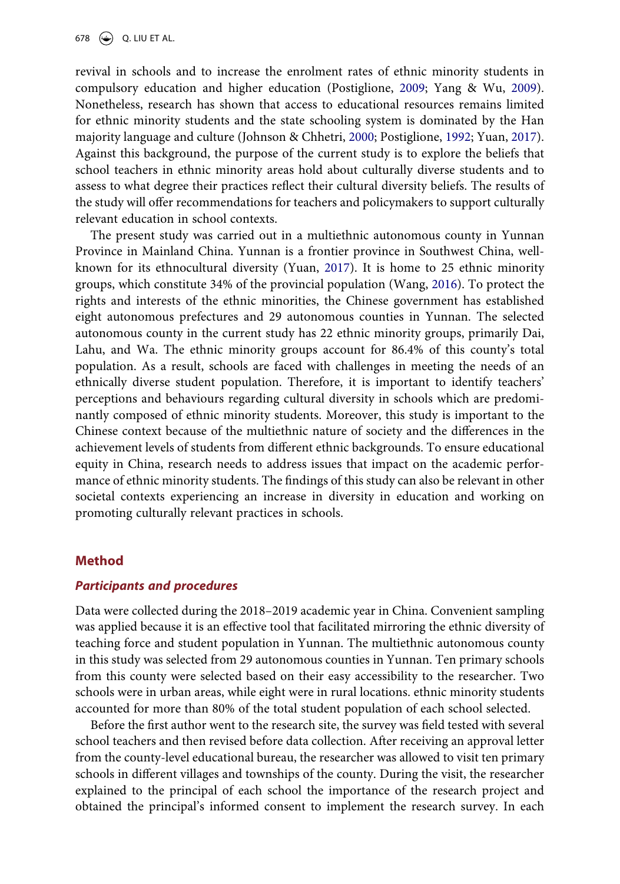revival in schools and to increase the enrolment rates of ethnic minority students in compulsory education and higher education (Postiglione, 2009; Yang & Wu, 2009). Nonetheless, research has shown that access to educational resources remains limited for ethnic minority students and the state schooling system is dominated by the Han majority language and culture (Johnson & Chhetri, 2000; Postiglione, 1992; Yuan, 2017). Against this background, the purpose of the current study is to explore the beliefs that school teachers in ethnic minority areas hold about culturally diverse students and to assess to what degree their practices reflect their cultural diversity beliefs. The results of the study will offer recommendations for teachers and policymakers to support culturally relevant education in school contexts.

The present study was carried out in a multiethnic autonomous county in Yunnan Province in Mainland China. Yunnan is a frontier province in Southwest China, well-known for its ethnocultural diversity (Yuan, 2017). It is home to 25 ethnic minority groups, which constitute 34% of the provincial population (Wang, 2016). To protect the rights and interests of the ethnic minorities, the Chinese government has established eight autonomous prefectures and 29 autonomous counties in Yunnan. The selected autonomous county in the current study has 22 ethnic minority groups, primarily Dai, Lahu, and Wa. The ethnic minority groups account for 86.4% of this county's total population. As a result, schools are faced with challenges in meeting the needs of an ethnically diverse student population. Therefore, it is important to identify teachers' perceptions and behaviours regarding cultural diversity in schools which are predominantly composed of ethnic minority students. Moreover, this study is important to the Chinese context because of the multiethnic nature of society and the differences in the achievement levels of students from different ethnic backgrounds. To ensure educational equity in China, research needs to address issues that impact on the academic performance of ethnic minority students. The findings of this study can also be relevant in other societal contexts experiencing an increase in diversity in education and working on promoting culturally relevant practices in schools.

## Method

### *Participants and procedures*

Data were collected during the 2018–2019 academic year in China. Convenient sampling was applied because it is an effective tool that facilitated mirroring the ethnic diversity of teaching force and student population in Yunnan. The multiethnic autonomous county in this study was selected from 29 autonomous counties in Yunnan. Ten primary schools from this county were selected based on their easy accessibility to the researcher. Two schools were in urban areas, while eight were in rural locations. ethnic minority students accounted for more than 80% of the total student population of each school selected.

Before the first author went to the research site, the survey was field tested with several school teachers and then revised before data collection. After receiving an approval letter from the county-level educational bureau, the researcher was allowed to visit ten primary schools in different villages and townships of the county. During the visit, the researcher explained to the principal of each school the importance of the research project and obtained the principal's informed consent to implement the research survey. In each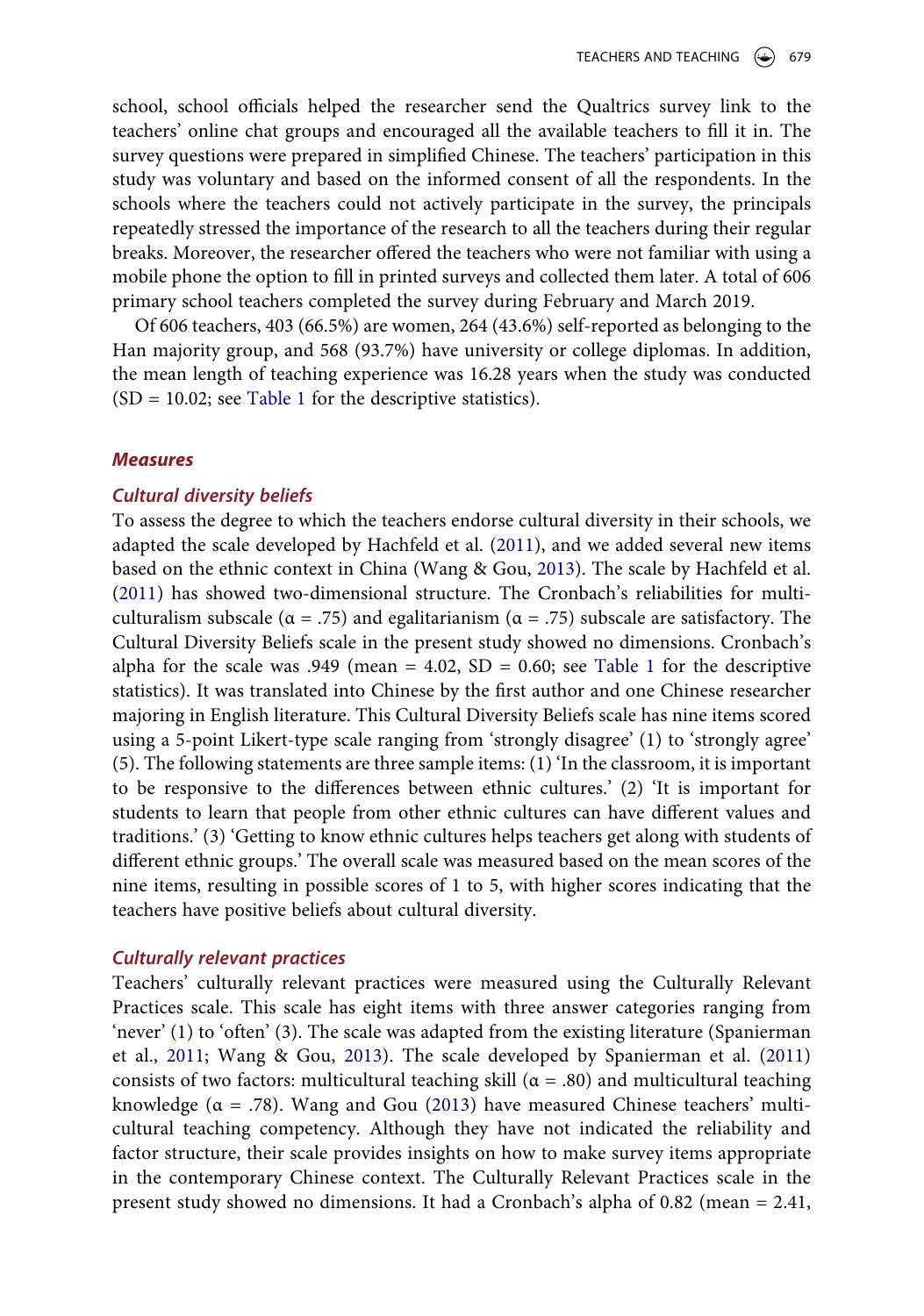school, school officials helped the researcher send the Qualtrics survey link to the teachers' online chat groups and encouraged all the available teachers to fill it in. The survey questions were prepared in simplified Chinese. The teachers' participation in this study was voluntary and based on the informed consent of all the respondents. In the schools where the teachers could not actively participate in the survey, the principals repeatedly stressed the importance of the research to all the teachers during their regular breaks. Moreover, the researcher offered the teachers who were not familiar with using a mobile phone the option to fill in printed surveys and collected them later. A total of 606 primary school teachers completed the survey during February and March 2019.

Of 606 teachers, 403 (66.5%) are women, 264 (43.6%) self-reported as belonging to the Han majority group, and 568 (93.7%) have university or college diplomas. In addition, the mean length of teaching experience was 16.28 years when the study was conducted (SD = 10.02; see Table 1 for the descriptive statistics).

## Measures

### Cultural diversity beliefs

To assess the degree to which the teachers endorse cultural diversity in their schools, we adapted the scale developed by Hachfeld et al. (2011), and we added several new items based on the ethnic context in China (Wang & Gou, 2013). The scale by Hachfeld et al. (2011) has showed two-dimensional structure. The Cronbach's reliabilities for multiculturalism subscale (α = .75) and egalitarianism (α = .75) subscale are satisfactory. The Cultural Diversity Beliefs scale in the present study showed no dimensions. Cronbach's alpha for the scale was .949 (mean = 4.02, SD = 0.60; see Table 1 for the descriptive statistics). It was translated into Chinese by the first author and one Chinese researcher majoring in English literature. This Cultural Diversity Beliefs scale has nine items scored using a 5-point Likert-type scale ranging from 'strongly disagree' (1) to 'strongly agree' (5). The following statements are three sample items: (1) 'In the classroom, it is important to be responsive to the differences between ethnic cultures.' (2) 'It is important for students to learn that people from other ethnic cultures can have different values and traditions.' (3) 'Getting to know ethnic cultures helps teachers get along with students of different ethnic groups.' The overall scale was measured based on the mean scores of the nine items, resulting in possible scores of 1 to 5, with higher scores indicating that the teachers have positive beliefs about cultural diversity.

### Culturally relevant practices

Teachers' culturally relevant practices were measured using the Culturally Relevant Practices scale. This scale has eight items with three answer categories ranging from 'never' (1) to 'often' (3). The scale was adapted from the existing literature (Spanierman et al., 2011; Wang & Gou, 2013). The scale developed by Spanierman et al. (2011) consists of two factors: multicultural teaching skill (α = .80) and multicultural teaching knowledge (α = .78). Wang and Gou (2013) have measured Chinese teachers' multicultural teaching competency. Although they have not indicated the reliability and factor structure, their scale provides insights on how to make survey items appropriate in the contemporary Chinese context. The Culturally Relevant Practices scale in the present study showed no dimensions. It had a Cronbach's alpha of 0.82 (mean = 2.41,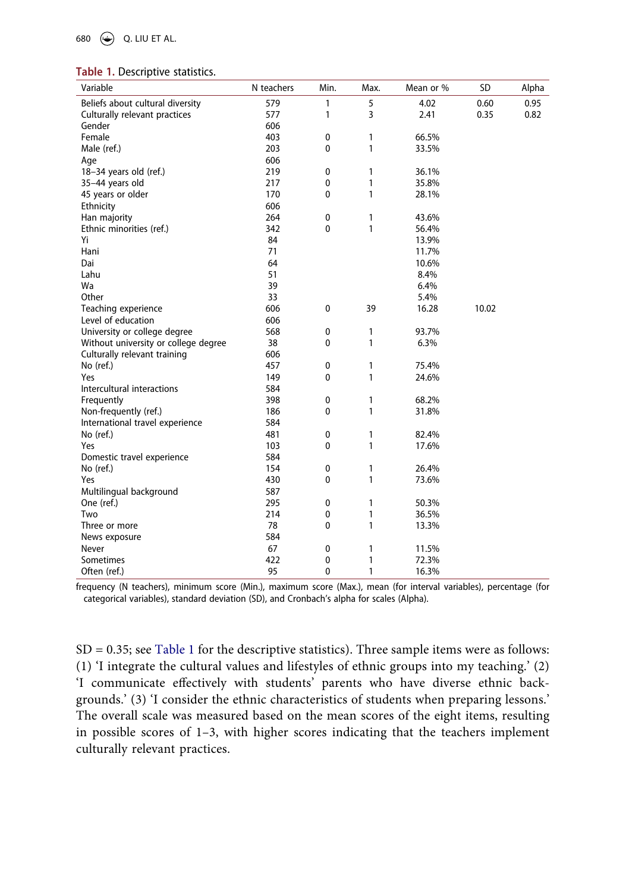**Table 1.** Descriptive statistics.

| Variable | N teachers | Min. | Max. | Mean or % | SD | Alpha |
|---|---|---|---|---|---|---|
| Beliefs about cultural diversity | 579 | 1 | 5 | 4.02 | 0.60 | 0.95 |
| Culturally relevant practices | 577 | 1 | 3 | 2.41 | 0.35 | 0.82 |
| Gender | 606 | | | | | |
| Female | 403 | 0 | 1 | 66.5% | | |
| Male (ref.) | 203 | 0 | 1 | 33.5% | | |
| Age | 606 | | | | | |
| 18–34 years old (ref.) | 219 | 0 | 1 | 36.1% | | |
| 35–44 years old | 217 | 0 | 1 | 35.8% | | |
| 45 years or older | 170 | 0 | 1 | 28.1% | | |
| Ethnicity | 606 | | | | | |
| Han majority | 264 | 0 | 1 | 43.6% | | |
| Ethnic minorities (ref.) | 342 | 0 | 1 | 56.4% | | |
| Yi | 84 | | | 13.9% | | |
| Hani | 71 | | | 11.7% | | |
| Dai | 64 | | | 10.6% | | |
| Lahu | 51 | | | 8.4% | | |
| Wa | 39 | | | 6.4% | | |
| Other | 33 | | | 5.4% | | |
| Teaching experience | 606 | 0 | 39 | 16.28 | 10.02 | |
| Level of education | 606 | | | | | |
| University or college degree | 568 | 0 | 1 | 93.7% | | |
| Without university or college degree | 38 | 0 | 1 | 6.3% | | |
| Culturally relevant training | 606 | | | | | |
| No (ref.) | 457 | 0 | 1 | 75.4% | | |
| Yes | 149 | 0 | 1 | 24.6% | | |
| Intercultural interactions | 584 | | | | | |
| Frequently | 398 | 0 | 1 | 68.2% | | |
| Non-frequently (ref.) | 186 | 0 | 1 | 31.8% | | |
| International travel experience | 584 | | | | | |
| No (ref.) | 481 | 0 | 1 | 82.4% | | |
| Yes | 103 | 0 | 1 | 17.6% | | |
| Domestic travel experience | 584 | | | | | |
| No (ref.) | 154 | 0 | 1 | 26.4% | | |
| Yes | 430 | 0 | 1 | 73.6% | | |
| Multilingual background | 587 | | | | | |
| One (ref.) | 295 | 0 | 1 | 50.3% | | |
| Two | 214 | 0 | 1 | 36.5% | | |
| Three or more | 78 | 0 | 1 | 13.3% | | |
| News exposure | 584 | | | | | |
| Never | 67 | 0 | 1 | 11.5% | | |
| Sometimes | 422 | 0 | 1 | 72.3% | | |
| Often (ref.) | 95 | 0 | 1 | 16.3% | | |

frequency (N teachers), minimum score (Min.), maximum score (Max.), mean (for interval variables), percentage (for categorical variables), standard deviation (SD), and Cronbach's alpha for scales (Alpha).

SD = 0.35; see Table 1 for the descriptive statistics). Three sample items were as follows: (1) 'I integrate the cultural values and lifestyles of ethnic groups into my teaching.' (2) 'I communicate effectively with students' parents who have diverse ethnic backgrounds.' (3) 'I consider the ethnic characteristics of students when preparing lessons.' The overall scale was measured based on the mean scores of the eight items, resulting in possible scores of 1–3, with higher scores indicating that the teachers implement culturally relevant practices.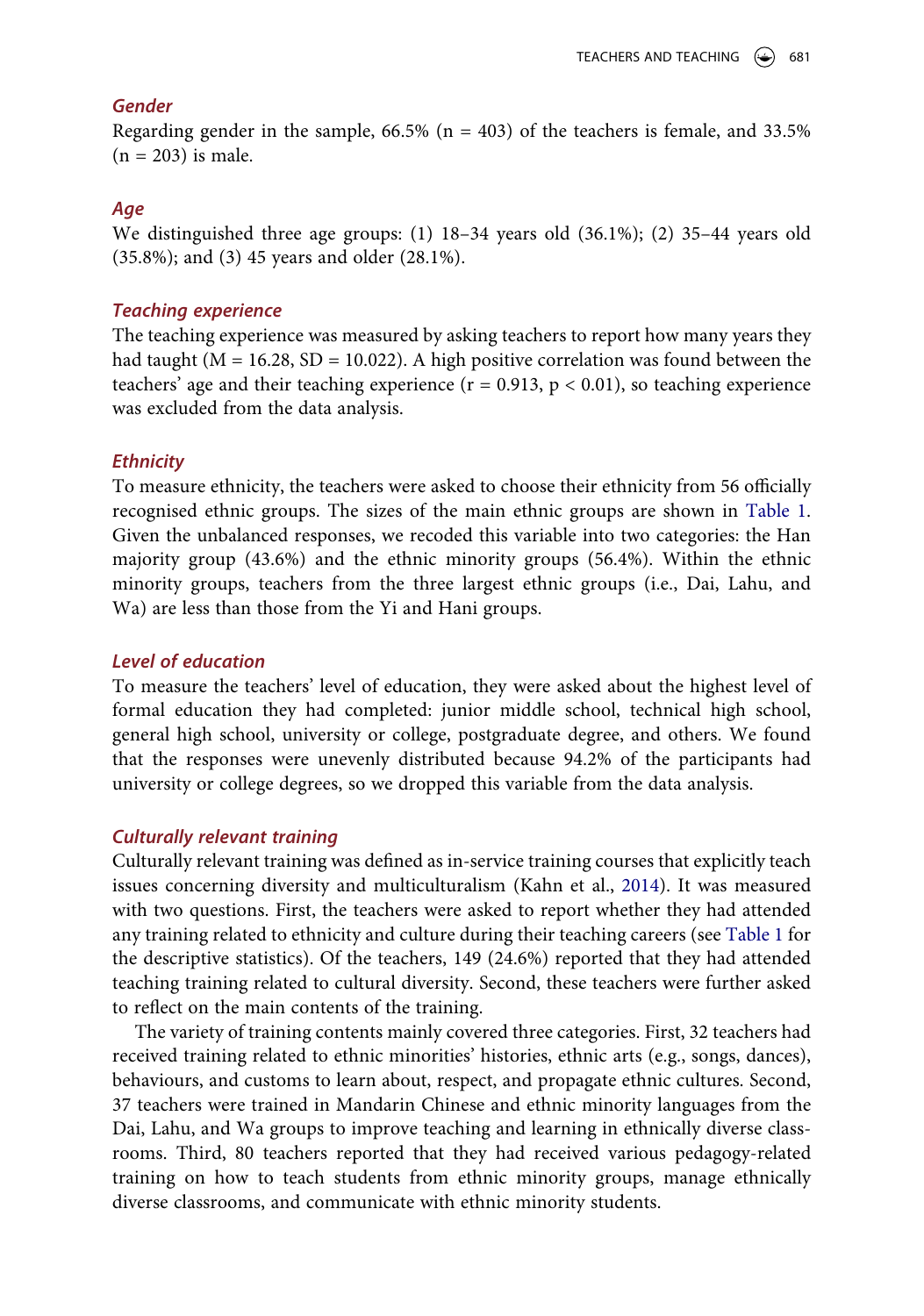### Gender

Regarding gender in the sample, 66.5% ($n = 403$) of the teachers is female, and 33.5% ($n = 203$) is male.

### Age

We distinguished three age groups: (1) 18–34 years old (36.1%); (2) 35–44 years old (35.8%); and (3) 45 years and older (28.1%).

### Teaching experience

The teaching experience was measured by asking teachers to report how many years they had taught ($M = 16.28$, $SD = 10.022$). A high positive correlation was found between the teachers' age and their teaching experience ($r = 0.913$, $p < 0.01$), so teaching experience was excluded from the data analysis.

### Ethnicity

To measure ethnicity, the teachers were asked to choose their ethnicity from 56 officially recognised ethnic groups. The sizes of the main ethnic groups are shown in Table 1. Given the unbalanced responses, we recoded this variable into two categories: the Han majority group (43.6%) and the ethnic minority groups (56.4%). Within the ethnic minority groups, teachers from the three largest ethnic groups (i.e., Dai, Lahu, and Wa) are less than those from the Yi and Hani groups.

### Level of education

To measure the teachers' level of education, they were asked about the highest level of formal education they had completed: junior middle school, technical high school, general high school, university or college, postgraduate degree, and others. We found that the responses were unevenly distributed because 94.2% of the participants had university or college degrees, so we dropped this variable from the data analysis.

### Culturally relevant training

Culturally relevant training was defined as in-service training courses that explicitly teach issues concerning diversity and multiculturalism (Kahn et al., 2014). It was measured with two questions. First, the teachers were asked to report whether they had attended any training related to ethnicity and culture during their teaching careers (see Table 1 for the descriptive statistics). Of the teachers, 149 (24.6%) reported that they had attended teaching training related to cultural diversity. Second, these teachers were further asked to reflect on the main contents of the training.

The variety of training contents mainly covered three categories. First, 32 teachers had received training related to ethnic minorities' histories, ethnic arts (e.g., songs, dances), behaviours, and customs to learn about, respect, and propagate ethnic cultures. Second, 37 teachers were trained in Mandarin Chinese and ethnic minority languages from the Dai, Lahu, and Wa groups to improve teaching and learning in ethnically diverse classrooms. Third, 80 teachers reported that they had received various pedagogy-related training on how to teach students from ethnic minority groups, manage ethnically diverse classrooms, and communicate with ethnic minority students.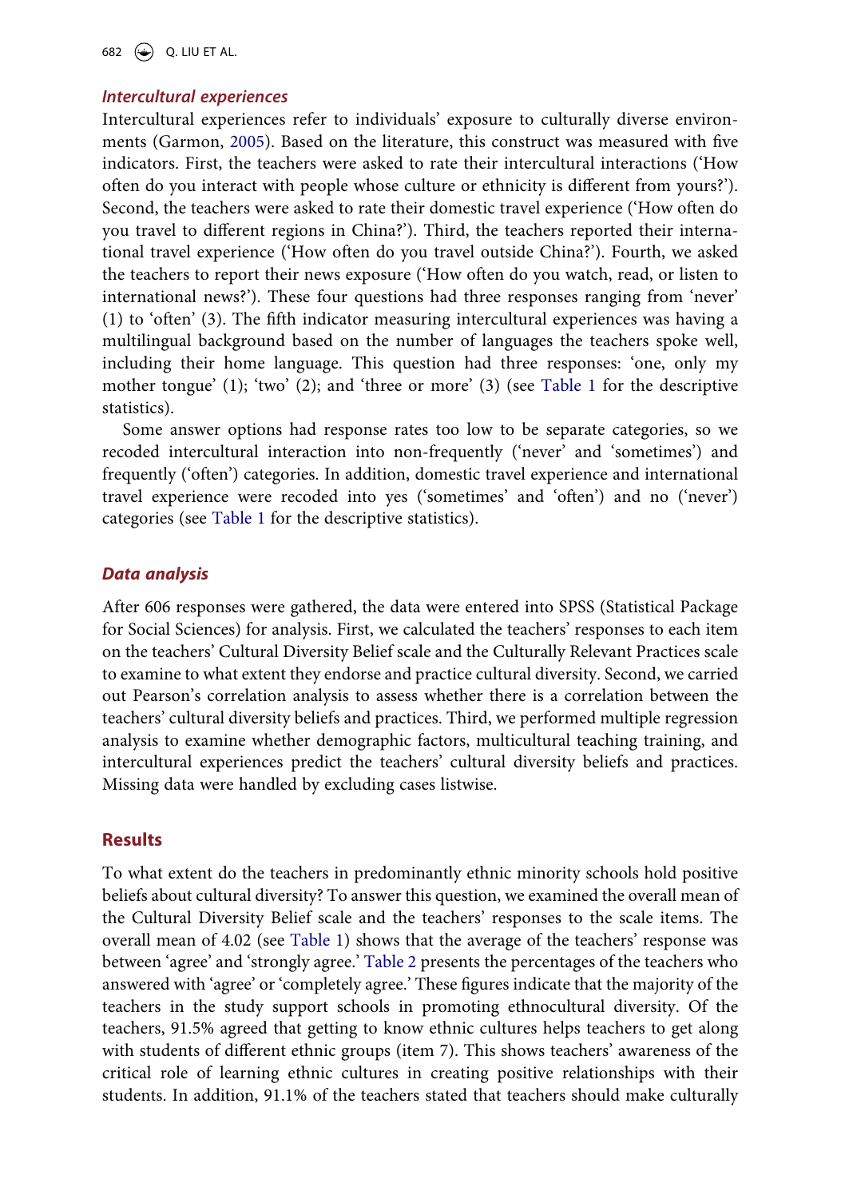### *Intercultural experiences*

Intercultural experiences refer to individuals' exposure to culturally diverse environments (Garmon, 2005). Based on the literature, this construct was measured with five indicators. First, the teachers were asked to rate their intercultural interactions ('How often do you interact with people whose culture or ethnicity is different from yours?'). Second, the teachers were asked to rate their domestic travel experience ('How often do you travel to different regions in China?'). Third, the teachers reported their international travel experience ('How often do you travel outside China?'). Fourth, we asked the teachers to report their news exposure ('How often do you watch, read, or listen to international news?'). These four questions had three responses ranging from 'never' (1) to 'often' (3). The fifth indicator measuring intercultural experiences was having a multilingual background based on the number of languages the teachers spoke well, including their home language. This question had three responses: 'one, only my mother tongue' (1); 'two' (2); and 'three or more' (3) (see Table 1 for the descriptive statistics).

Some answer options had response rates too low to be separate categories, so we recoded intercultural interaction into non-frequently ('never' and 'sometimes') and frequently ('often') categories. In addition, domestic travel experience and international travel experience were recoded into yes ('sometimes' and 'often') and no ('never') categories (see Table 1 for the descriptive statistics).

### *Data analysis*

After 606 responses were gathered, the data were entered into SPSS (Statistical Package for Social Sciences) for analysis. First, we calculated the teachers' responses to each item on the teachers' Cultural Diversity Belief scale and the Culturally Relevant Practices scale to examine to what extent they endorse and practice cultural diversity. Second, we carried out Pearson's correlation analysis to assess whether there is a correlation between the teachers' cultural diversity beliefs and practices. Third, we performed multiple regression analysis to examine whether demographic factors, multicultural teaching training, and intercultural experiences predict the teachers' cultural diversity beliefs and practices. Missing data were handled by excluding cases listwise.

## Results

To what extent do the teachers in predominantly ethnic minority schools hold positive beliefs about cultural diversity? To answer this question, we examined the overall mean of the Cultural Diversity Belief scale and the teachers' responses to the scale items. The overall mean of 4.02 (see Table 1) shows that the average of the teachers' response was between 'agree' and 'strongly agree.' Table 2 presents the percentages of the teachers who answered with 'agree' or 'completely agree.' These figures indicate that the majority of the teachers in the study support schools in promoting ethnocultural diversity. Of the teachers, 91.5% agreed that getting to know ethnic cultures helps teachers to get along with students of different ethnic groups (item 7). This shows teachers' awareness of the critical role of learning ethnic cultures in creating positive relationships with their students. In addition, 91.1% of the teachers stated that teachers should make culturally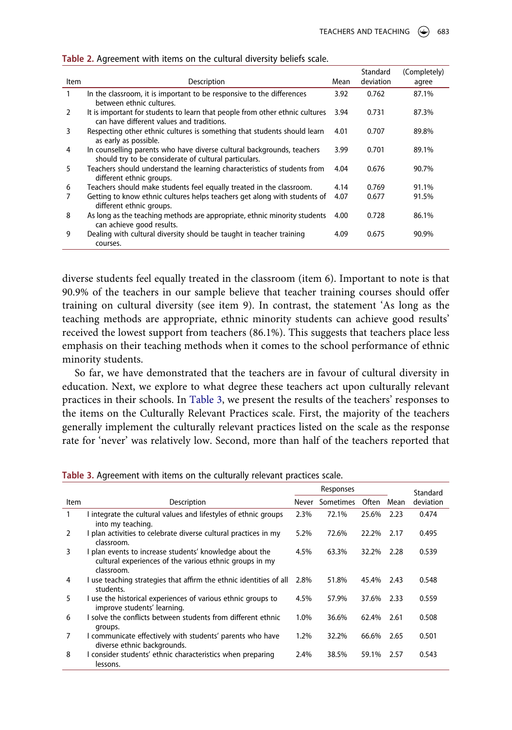**Table 2.** Agreement with items on the cultural diversity beliefs scale.

| Item | Description | Mean | Standard deviation | (Completely) agree |
|---|---|---|---|---|
| 1 | In the classroom, it is important to be responsive to the differences between ethnic cultures. | 3.92 | 0.762 | 87.1% |
| 2 | It is important for students to learn that people from other ethnic cultures can have different values and traditions. | 3.94 | 0.731 | 87.3% |
| 3 | Respecting other ethnic cultures is something that students should learn as early as possible. | 4.01 | 0.707 | 89.8% |
| 4 | In counselling parents who have diverse cultural backgrounds, teachers should try to be considerate of cultural particulars. | 3.99 | 0.701 | 89.1% |
| 5 | Teachers should understand the learning characteristics of students from different ethnic groups. | 4.04 | 0.676 | 90.7% |
| 6 | Teachers should make students feel equally treated in the classroom. | 4.14 | 0.769 | 91.1% |
| 7 | Getting to know ethnic cultures helps teachers get along with students of different ethnic groups. | 4.07 | 0.677 | 91.5% |
| 8 | As long as the teaching methods are appropriate, ethnic minority students can achieve good results. | 4.00 | 0.728 | 86.1% |
| 9 | Dealing with cultural diversity should be taught in teacher training courses. | 4.09 | 0.675 | 90.9% |

diverse students feel equally treated in the classroom (item 6). Important to note is that 90.9% of the teachers in our sample believe that teacher training courses should offer training on cultural diversity (see item 9). In contrast, the statement 'As long as the teaching methods are appropriate, ethnic minority students can achieve good results' received the lowest support from teachers (86.1%). This suggests that teachers place less emphasis on their teaching methods when it comes to the school performance of ethnic minority students.

So far, we have demonstrated that the teachers are in favour of cultural diversity in education. Next, we explore to what degree these teachers act upon culturally relevant practices in their schools. In Table 3, we present the results of the teachers' responses to the items on the Culturally Relevant Practices scale. First, the majority of the teachers generally implement the culturally relevant practices listed on the scale as the response rate for 'never' was relatively low. Second, more than half of the teachers reported that

**Table 3.** Agreement with items on the culturally relevant practices scale.

| Item | Description | Responses | | | | Standard deviation |
|---|---|---|---|---|---|---|
| | | Never | Sometimes | Often | Mean | |
| 1 | I integrate the cultural values and lifestyles of ethnic groups into my teaching. | 2.3% | 72.1% | 25.6% | 2.23 | 0.474 |
| 2 | I plan activities to celebrate diverse cultural practices in my classroom. | 5.2% | 72.6% | 22.2% | 2.17 | 0.495 |
| 3 | I plan events to increase students' knowledge about the cultural experiences of the various ethnic groups in my classroom. | 4.5% | 63.3% | 32.2% | 2.28 | 0.539 |
| 4 | I use teaching strategies that affirm the ethnic identities of all students. | 2.8% | 51.8% | 45.4% | 2.43 | 0.548 |
| 5 | I use the historical experiences of various ethnic groups to improve students' learning. | 4.5% | 57.9% | 37.6% | 2.33 | 0.559 |
| 6 | I solve the conflicts between students from different ethnic groups. | 1.0% | 36.6% | 62.4% | 2.61 | 0.508 |
| 7 | I communicate effectively with students' parents who have diverse ethnic backgrounds. | 1.2% | 32.2% | 66.6% | 2.65 | 0.501 |
| 8 | I consider students' ethnic characteristics when preparing lessons. | 2.4% | 38.5% | 59.1% | 2.57 | 0.543 |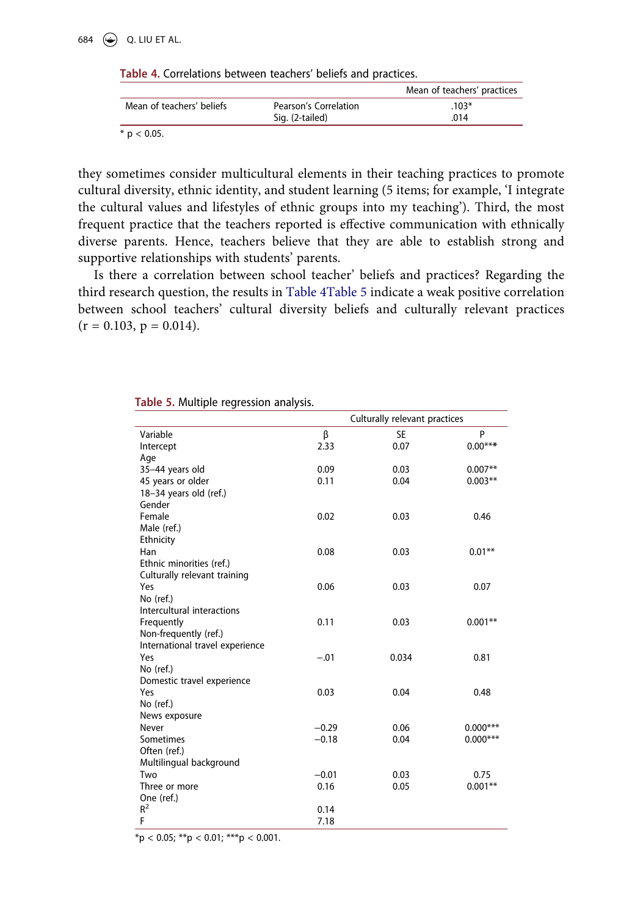Table 4. Correlations between teachers' beliefs and practices.

| | | Mean of teachers' practices |
|---|---|---|
| Mean of teachers' beliefs | Pearson's Correlation | .103* |
| | Sig. (2-tailed) | .014 |

* $p < 0.05$.

they sometimes consider multicultural elements in their teaching practices to promote cultural diversity, ethnic identity, and student learning (5 items; for example, 'I integrate the cultural values and lifestyles of ethnic groups into my teaching'). Third, the most frequent practice that the teachers reported is effective communication with ethnically diverse parents. Hence, teachers believe that they are able to establish strong and supportive relationships with students' parents.

Is there a correlation between school teacher' beliefs and practices? Regarding the third research question, the results in Table 4Table 5 indicate a weak positive correlation between school teachers' cultural diversity beliefs and culturally relevant practices ($r = 0.103$, $p = 0.014$).

Table 5. Multiple regression analysis.

| | Culturally relevant practices | | |
|---|---|---|---|
| Variable | β | SE | P |
| Intercept | 2.33 | 0.07 | 0.00*** |
| Age | | | |
| 35–44 years old | 0.09 | 0.03 | 0.007** |
| 45 years or older | 0.11 | 0.04 | 0.003** |
| 18–34 years old (ref.) | | | |
| Gender | | | |
| Female | 0.02 | 0.03 | 0.46 |
| Male (ref.) | | | |
| Ethnicity | | | |
| Han | 0.08 | 0.03 | 0.01** |
| Ethnic minorities (ref.) | | | |
| Culturally relevant training | | | |
| Yes | 0.06 | 0.03 | 0.07 |
| No (ref.) | | | |
| Intercultural interactions | | | |
| Frequently | 0.11 | 0.03 | 0.001** |
| Non-frequently (ref.) | | | |
| International travel experience | | | |
| Yes | −.01 | 0.034 | 0.81 |
| No (ref.) | | | |
| Domestic travel experience | | | |
| Yes | 0.03 | 0.04 | 0.48 |
| No (ref.) | | | |
| News exposure | | | |
| Never | −0.29 | 0.06 | 0.000*** |
| Sometimes | −0.18 | 0.04 | 0.000*** |
| Often (ref.) | | | |
| Multilingual background | | | |
| Two | −0.01 | 0.03 | 0.75 |
| Three or more | 0.16 | 0.05 | 0.001** |
| One (ref.) | | | |
| $R^2$ | 0.14 | | |
| F | 7.18 | | |

*$p < 0.05$; **$p < 0.01$; ***$p < 0.001$.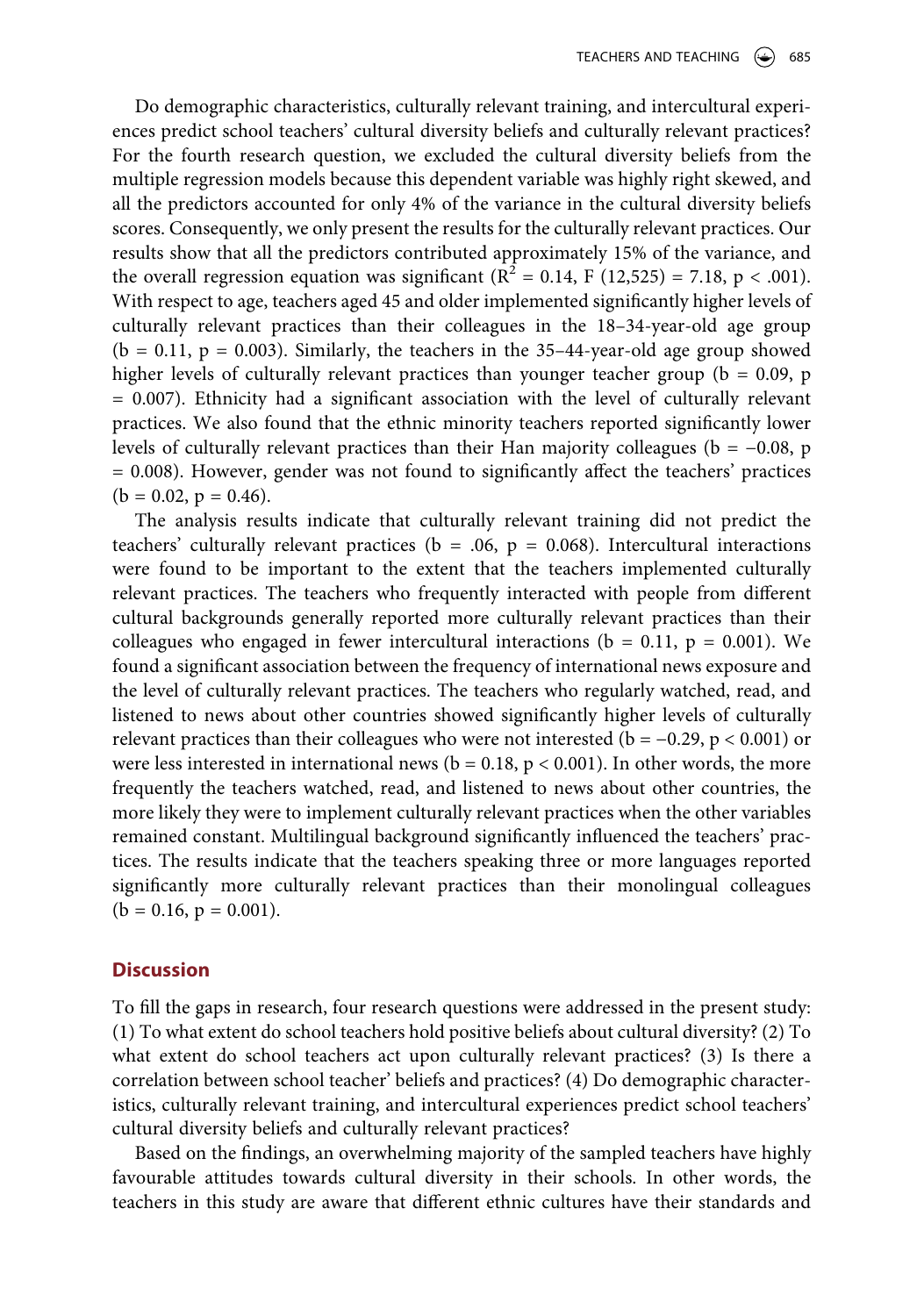Do demographic characteristics, culturally relevant training, and intercultural experiences predict school teachers' cultural diversity beliefs and culturally relevant practices? For the fourth research question, we excluded the cultural diversity beliefs from the multiple regression models because this dependent variable was highly right skewed, and all the predictors accounted for only 4% of the variance in the cultural diversity beliefs scores. Consequently, we only present the results for the culturally relevant practices. Our results show that all the predictors contributed approximately 15% of the variance, and the overall regression equation was significant ($R^2 = 0.14$, $F$ (12,525) = 7.18, $p < .001$). With respect to age, teachers aged 45 and older implemented significantly higher levels of culturally relevant practices than their colleagues in the 18–34-year-old age group ($b = 0.11$, $p = 0.003$). Similarly, the teachers in the 35–44-year-old age group showed higher levels of culturally relevant practices than younger teacher group ($b = 0.09$, $p = 0.007$). Ethnicity had a significant association with the level of culturally relevant practices. We also found that the ethnic minority teachers reported significantly lower levels of culturally relevant practices than their Han majority colleagues ($b = -0.08$, $p = 0.008$). However, gender was not found to significantly affect the teachers' practices ($b = 0.02$, $p = 0.46$).

The analysis results indicate that culturally relevant training did not predict the teachers' culturally relevant practices ($b = .06$, $p = 0.068$). Intercultural interactions were found to be important to the extent that the teachers implemented culturally relevant practices. The teachers who frequently interacted with people from different cultural backgrounds generally reported more culturally relevant practices than their colleagues who engaged in fewer intercultural interactions ($b = 0.11$, $p = 0.001$). We found a significant association between the frequency of international news exposure and the level of culturally relevant practices. The teachers who regularly watched, read, and listened to news about other countries showed significantly higher levels of culturally relevant practices than their colleagues who were not interested ($b = -0.29$, $p < 0.001$) or were less interested in international news ($b = 0.18$, $p < 0.001$). In other words, the more frequently the teachers watched, read, and listened to news about other countries, the more likely they were to implement culturally relevant practices when the other variables remained constant. Multilingual background significantly influenced the teachers' practices. The results indicate that the teachers speaking three or more languages reported significantly more culturally relevant practices than their monolingual colleagues ($b = 0.16$, $p = 0.001$).

## Discussion

To fill the gaps in research, four research questions were addressed in the present study: (1) To what extent do school teachers hold positive beliefs about cultural diversity? (2) To what extent do school teachers act upon culturally relevant practices? (3) Is there a correlation between school teacher' beliefs and practices? (4) Do demographic characteristics, culturally relevant training, and intercultural experiences predict school teachers' cultural diversity beliefs and culturally relevant practices?

Based on the findings, an overwhelming majority of the sampled teachers have highly favourable attitudes towards cultural diversity in their schools. In other words, the teachers in this study are aware that different ethnic cultures have their standards and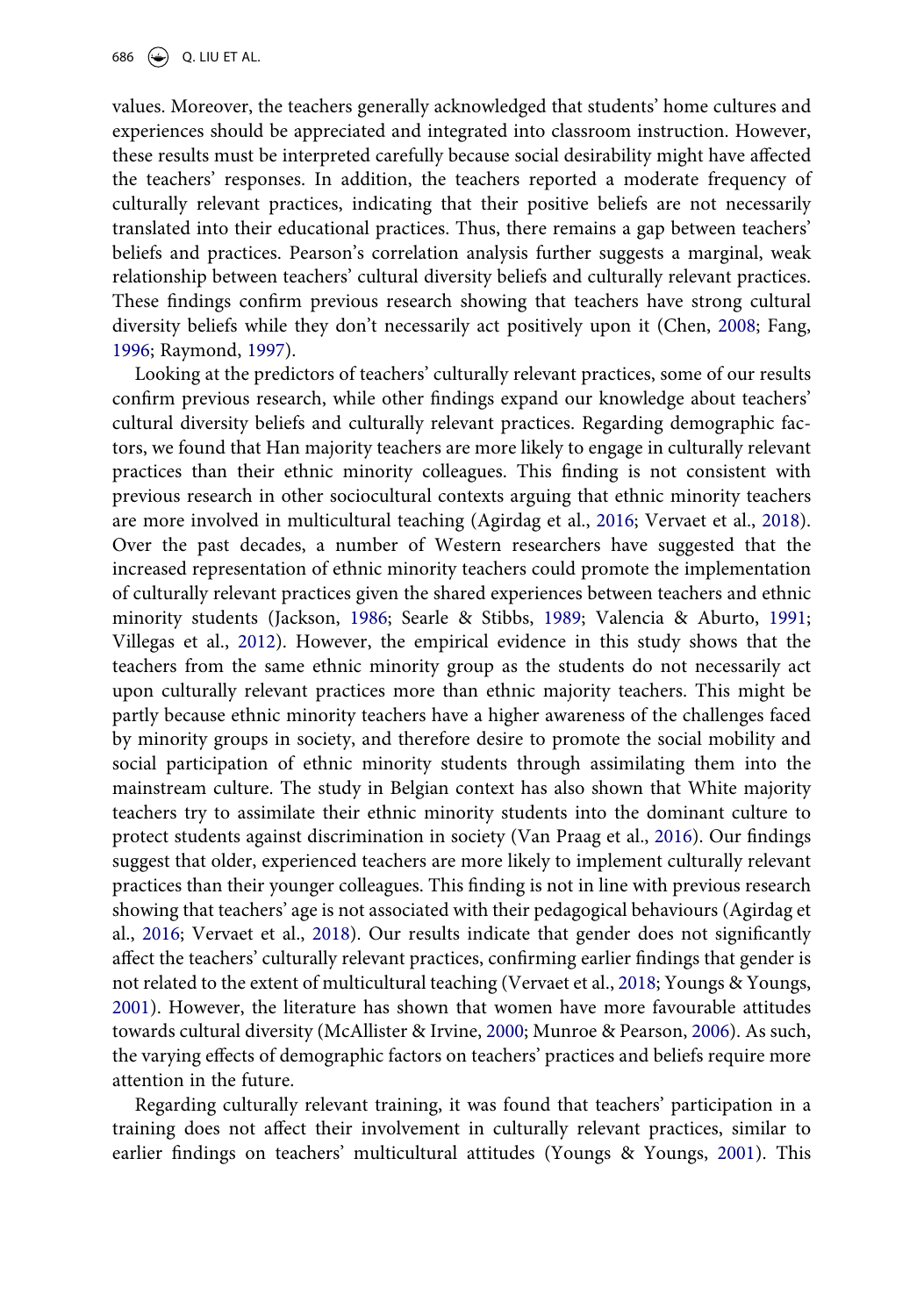values. Moreover, the teachers generally acknowledged that students' home cultures and experiences should be appreciated and integrated into classroom instruction. However, these results must be interpreted carefully because social desirability might have affected the teachers' responses. In addition, the teachers reported a moderate frequency of culturally relevant practices, indicating that their positive beliefs are not necessarily translated into their educational practices. Thus, there remains a gap between teachers' beliefs and practices. Pearson's correlation analysis further suggests a marginal, weak relationship between teachers' cultural diversity beliefs and culturally relevant practices. These findings confirm previous research showing that teachers have strong cultural diversity beliefs while they don't necessarily act positively upon it (Chen, 2008; Fang, 1996; Raymond, 1997).

Looking at the predictors of teachers' culturally relevant practices, some of our results confirm previous research, while other findings expand our knowledge about teachers' cultural diversity beliefs and culturally relevant practices. Regarding demographic factors, we found that Han majority teachers are more likely to engage in culturally relevant practices than their ethnic minority colleagues. This finding is not consistent with previous research in other sociocultural contexts arguing that ethnic minority teachers are more involved in multicultural teaching (Agirdag et al., 2016; Vervaet et al., 2018). Over the past decades, a number of Western researchers have suggested that the increased representation of ethnic minority teachers could promote the implementation of culturally relevant practices given the shared experiences between teachers and ethnic minority students (Jackson, 1986; Searle & Stibbs, 1989; Valencia & Aburto, 1991; Villegas et al., 2012). However, the empirical evidence in this study shows that the teachers from the same ethnic minority group as the students do not necessarily act upon culturally relevant practices more than ethnic majority teachers. This might be partly because ethnic minority teachers have a higher awareness of the challenges faced by minority groups in society, and therefore desire to promote the social mobility and social participation of ethnic minority students through assimilating them into the mainstream culture. The study in Belgian context has also shown that White majority teachers try to assimilate their ethnic minority students into the dominant culture to protect students against discrimination in society (Van Praag et al., 2016). Our findings suggest that older, experienced teachers are more likely to implement culturally relevant practices than their younger colleagues. This finding is not in line with previous research showing that teachers' age is not associated with their pedagogical behaviours (Agirdag et al., 2016; Vervaet et al., 2018). Our results indicate that gender does not significantly affect the teachers' culturally relevant practices, confirming earlier findings that gender is not related to the extent of multicultural teaching (Vervaet et al., 2018; Youngs & Youngs, 2001). However, the literature has shown that women have more favourable attitudes towards cultural diversity (McAllister & Irvine, 2000; Munroe & Pearson, 2006). As such, the varying effects of demographic factors on teachers' practices and beliefs require more attention in the future.

Regarding culturally relevant training, it was found that teachers' participation in a training does not affect their involvement in culturally relevant practices, similar to earlier findings on teachers' multicultural attitudes (Youngs & Youngs, 2001). This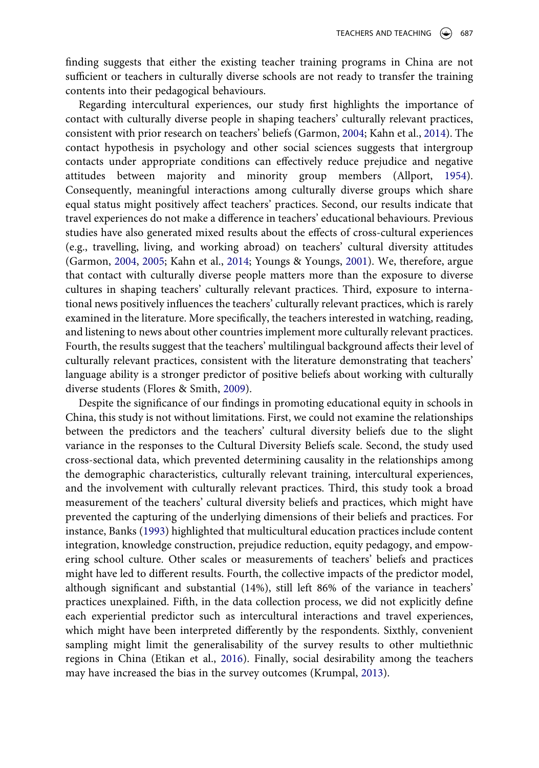finding suggests that either the existing teacher training programs in China are not sufficient or teachers in culturally diverse schools are not ready to transfer the training contents into their pedagogical behaviours.

Regarding intercultural experiences, our study first highlights the importance of contact with culturally diverse people in shaping teachers' culturally relevant practices, consistent with prior research on teachers' beliefs (Garmon, 2004; Kahn et al., 2014). The contact hypothesis in psychology and other social sciences suggests that intergroup contacts under appropriate conditions can effectively reduce prejudice and negative attitudes between majority and minority group members (Allport, 1954). Consequently, meaningful interactions among culturally diverse groups which share equal status might positively affect teachers' practices. Second, our results indicate that travel experiences do not make a difference in teachers' educational behaviours. Previous studies have also generated mixed results about the effects of cross-cultural experiences (e.g., travelling, living, and working abroad) on teachers' cultural diversity attitudes (Garmon, 2004, 2005; Kahn et al., 2014; Youngs & Youngs, 2001). We, therefore, argue that contact with culturally diverse people matters more than the exposure to diverse cultures in shaping teachers' culturally relevant practices. Third, exposure to international news positively influences the teachers' culturally relevant practices, which is rarely examined in the literature. More specifically, the teachers interested in watching, reading, and listening to news about other countries implement more culturally relevant practices. Fourth, the results suggest that the teachers' multilingual background affects their level of culturally relevant practices, consistent with the literature demonstrating that teachers' language ability is a stronger predictor of positive beliefs about working with culturally diverse students (Flores & Smith, 2009).

Despite the significance of our findings in promoting educational equity in schools in China, this study is not without limitations. First, we could not examine the relationships between the predictors and the teachers' cultural diversity beliefs due to the slight variance in the responses to the Cultural Diversity Beliefs scale. Second, the study used cross-sectional data, which prevented determining causality in the relationships among the demographic characteristics, culturally relevant training, intercultural experiences, and the involvement with culturally relevant practices. Third, this study took a broad measurement of the teachers' cultural diversity beliefs and practices, which might have prevented the capturing of the underlying dimensions of their beliefs and practices. For instance, Banks (1993) highlighted that multicultural education practices include content integration, knowledge construction, prejudice reduction, equity pedagogy, and empowering school culture. Other scales or measurements of teachers' beliefs and practices might have led to different results. Fourth, the collective impacts of the predictor model, although significant and substantial (14%), still left 86% of the variance in teachers' practices unexplained. Fifth, in the data collection process, we did not explicitly define each experiential predictor such as intercultural interactions and travel experiences, which might have been interpreted differently by the respondents. Sixthly, convenient sampling might limit the generalisability of the survey results to other multiethnic regions in China (Etikan et al., 2016). Finally, social desirability among the teachers may have increased the bias in the survey outcomes (Krumpal, 2013).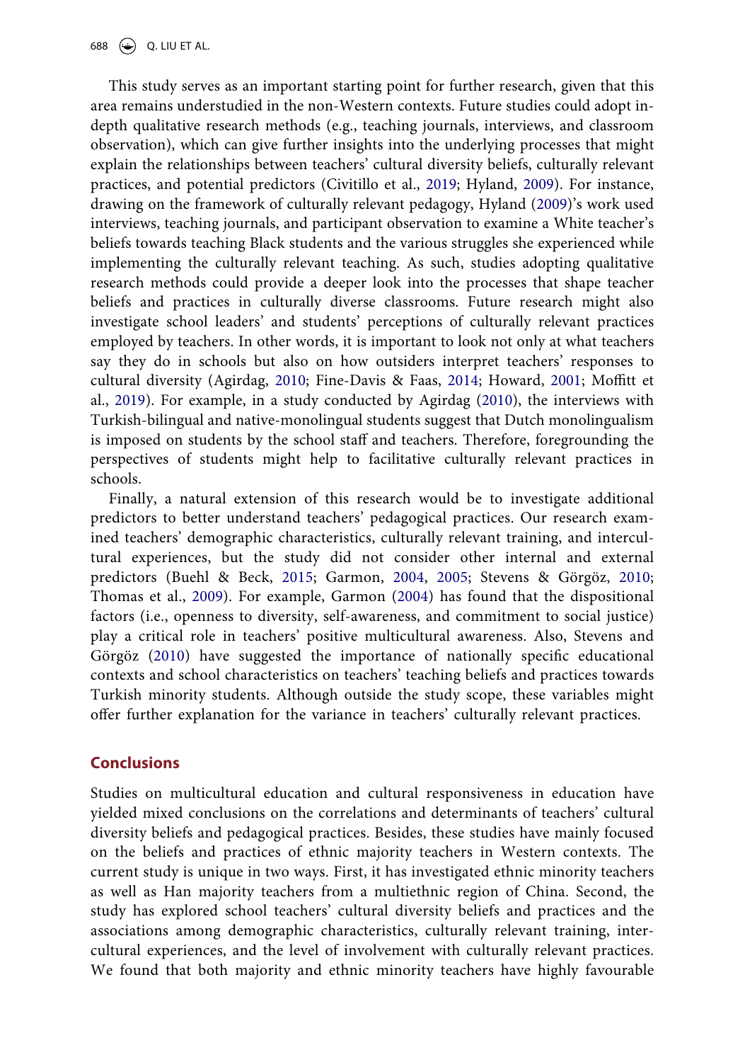This study serves as an important starting point for further research, given that this area remains understudied in the non-Western contexts. Future studies could adopt in-depth qualitative research methods (e.g., teaching journals, interviews, and classroom observation), which can give further insights into the underlying processes that might explain the relationships between teachers' cultural diversity beliefs, culturally relevant practices, and potential predictors (Civitillo et al., 2019; Hyland, 2009). For instance, drawing on the framework of culturally relevant pedagogy, Hyland (2009)'s work used interviews, teaching journals, and participant observation to examine a White teacher's beliefs towards teaching Black students and the various struggles she experienced while implementing the culturally relevant teaching. As such, studies adopting qualitative research methods could provide a deeper look into the processes that shape teacher beliefs and practices in culturally diverse classrooms. Future research might also investigate school leaders' and students' perceptions of culturally relevant practices employed by teachers. In other words, it is important to look not only at what teachers say they do in schools but also on how outsiders interpret teachers' responses to cultural diversity (Agirdag, 2010; Fine-Davis & Faas, 2014; Howard, 2001; Moffitt et al., 2019). For example, in a study conducted by Agirdag (2010), the interviews with Turkish-bilingual and native-monolingual students suggest that Dutch monolingualism is imposed on students by the school staff and teachers. Therefore, foregrounding the perspectives of students might help to facilitative culturally relevant practices in schools.

Finally, a natural extension of this research would be to investigate additional predictors to better understand teachers' pedagogical practices. Our research examined teachers' demographic characteristics, culturally relevant training, and intercultural experiences, but the study did not consider other internal and external predictors (Buehl & Beck, 2015; Garmon, 2004, 2005; Stevens & Görgöz, 2010; Thomas et al., 2009). For example, Garmon (2004) has found that the dispositional factors (i.e., openness to diversity, self-awareness, and commitment to social justice) play a critical role in teachers' positive multicultural awareness. Also, Stevens and Görgöz (2010) have suggested the importance of nationally specific educational contexts and school characteristics on teachers' teaching beliefs and practices towards Turkish minority students. Although outside the study scope, these variables might offer further explanation for the variance in teachers' culturally relevant practices.

## Conclusions

Studies on multicultural education and cultural responsiveness in education have yielded mixed conclusions on the correlations and determinants of teachers' cultural diversity beliefs and pedagogical practices. Besides, these studies have mainly focused on the beliefs and practices of ethnic majority teachers in Western contexts. The current study is unique in two ways. First, it has investigated ethnic minority teachers as well as Han majority teachers from a multiethnic region of China. Second, the study has explored school teachers' cultural diversity beliefs and practices and the associations among demographic characteristics, culturally relevant training, intercultural experiences, and the level of involvement with culturally relevant practices. We found that both majority and ethnic minority teachers have highly favourable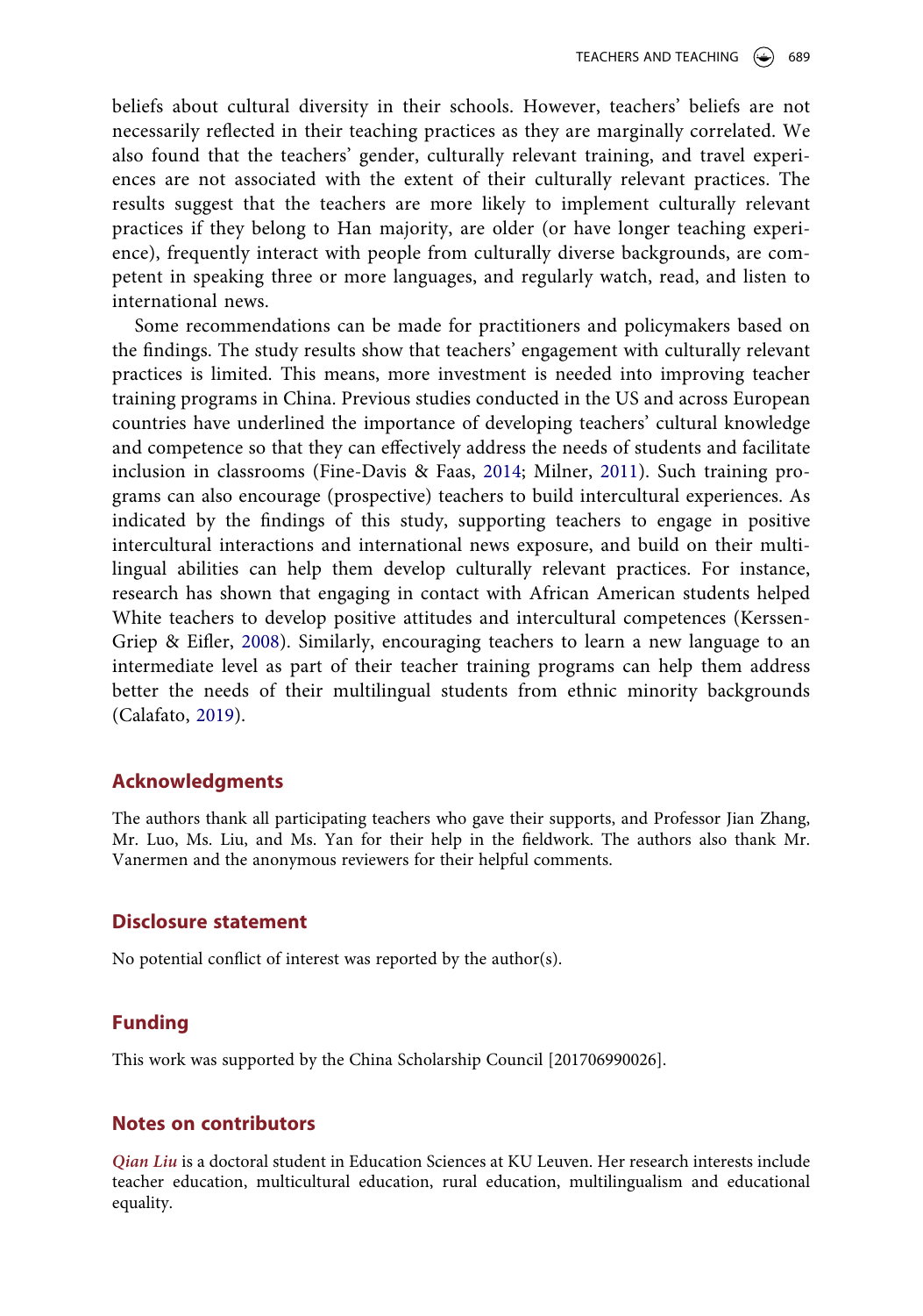beliefs about cultural diversity in their schools. However, teachers' beliefs are not necessarily reflected in their teaching practices as they are marginally correlated. We also found that the teachers' gender, culturally relevant training, and travel experiences are not associated with the extent of their culturally relevant practices. The results suggest that the teachers are more likely to implement culturally relevant practices if they belong to Han majority, are older (or have longer teaching experience), frequently interact with people from culturally diverse backgrounds, are competent in speaking three or more languages, and regularly watch, read, and listen to international news.

Some recommendations can be made for practitioners and policymakers based on the findings. The study results show that teachers' engagement with culturally relevant practices is limited. This means, more investment is needed into improving teacher training programs in China. Previous studies conducted in the US and across European countries have underlined the importance of developing teachers' cultural knowledge and competence so that they can effectively address the needs of students and facilitate inclusion in classrooms (Fine-Davis & Faas, 2014; Milner, 2011). Such training programs can also encourage (prospective) teachers to build intercultural experiences. As indicated by the findings of this study, supporting teachers to engage in positive intercultural interactions and international news exposure, and build on their multilingual abilities can help them develop culturally relevant practices. For instance, research has shown that engaging in contact with African American students helped White teachers to develop positive attitudes and intercultural competences (Kerssen-Griep & Eifler, 2008). Similarly, encouraging teachers to learn a new language to an intermediate level as part of their teacher training programs can help them address better the needs of their multilingual students from ethnic minority backgrounds (Calafato, 2019).

## Acknowledgments

The authors thank all participating teachers who gave their supports, and Professor Jian Zhang, Mr. Luo, Ms. Liu, and Ms. Yan for their help in the fieldwork. The authors also thank Mr. Vanermen and the anonymous reviewers for their helpful comments.

## Disclosure statement

No potential conflict of interest was reported by the author(s).

## Funding

This work was supported by the China Scholarship Council [201706990026].

## Notes on contributors

*Qian Liu* is a doctoral student in Education Sciences at KU Leuven. Her research interests include teacher education, multicultural education, rural education, multilingualism and educational equality.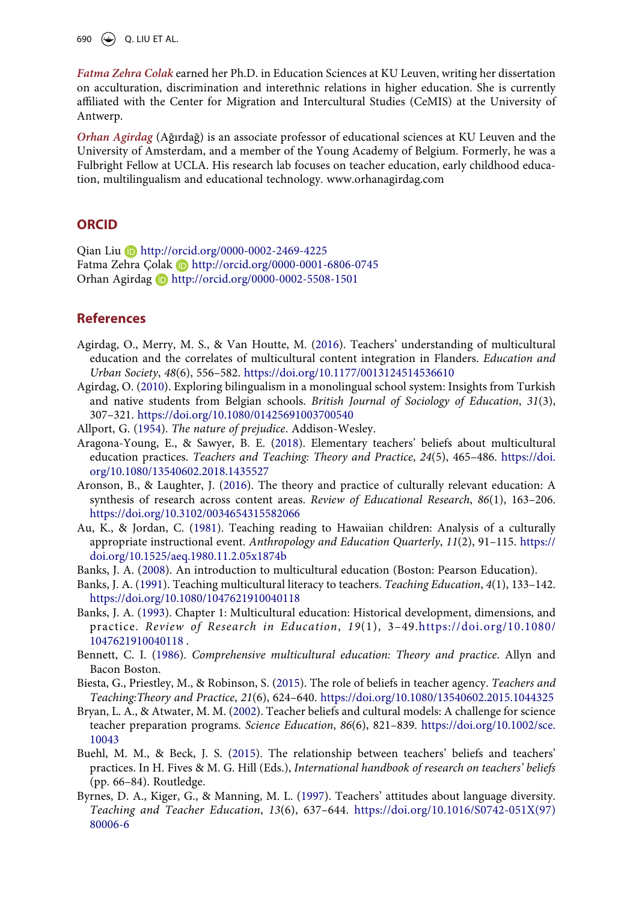*Fatma Zehra Colak* earned her Ph.D. in Education Sciences at KU Leuven, writing her dissertation on acculturation, discrimination and interethnic relations in higher education. She is currently affiliated with the Center for Migration and Intercultural Studies (CeMIS) at the University of Antwerp.

*Orhan Agirdag* (Ağırdağ) is an associate professor of educational sciences at KU Leuven and the University of Amsterdam, and a member of the Young Academy of Belgium. Formerly, he was a Fulbright Fellow at UCLA. His research lab focuses on teacher education, early childhood education, multilingualism and educational technology. www.orhanagirdag.com

## ORCID

Qian Liu http://orcid.org/0000-0002-2469-4225
Fatma Zehra Çolak http://orcid.org/0000-0001-6806-0745
Orhan Agirdag http://orcid.org/0000-0002-5508-1501

## References

Agirdag, O., Merry, M. S., & Van Houtte, M. (2016). Teachers' understanding of multicultural education and the correlates of multicultural content integration in Flanders. *Education and Urban Society*, *48*(6), 556–582. https://doi.org/10.1177/0013124514536610

Agirdag, O. (2010). Exploring bilingualism in a monolingual school system: Insights from Turkish and native students from Belgian schools. *British Journal of Sociology of Education*, *31*(3), 307–321. https://doi.org/10.1080/01425691003700540

Allport, G. (1954). *The nature of prejudice*. Addison-Wesley.

Aragona-Young, E., & Sawyer, B. E. (2018). Elementary teachers' beliefs about multicultural education practices. *Teachers and Teaching: Theory and Practice*, *24*(5), 465–486. https://doi.org/10.1080/13540602.2018.1435527

Aronson, B., & Laughter, J. (2016). The theory and practice of culturally relevant education: A synthesis of research across content areas. *Review of Educational Research*, *86*(1), 163–206. https://doi.org/10.3102/0034654315582066

Au, K., & Jordan, C. (1981). Teaching reading to Hawaiian children: Analysis of a culturally appropriate instructional event. *Anthropology and Education Quarterly*, *11*(2), 91–115. https://doi.org/10.1525/aeq.1980.11.2.05x1874b

Banks, J. A. (2008). An introduction to multicultural education (Boston: Pearson Education).

Banks, J. A. (1991). Teaching multicultural literacy to teachers. *Teaching Education*, *4*(1), 133–142. https://doi.org/10.1080/1047621910040118

Banks, J. A. (1993). Chapter 1: Multicultural education: Historical development, dimensions, and practice. *Review of Research in Education*, *19*(1), 3–49.https://doi.org/10.1080/1047621910040118 .

Bennett, C. I. (1986). *Comprehensive multicultural education: Theory and practice*. Allyn and Bacon Boston.

Biesta, G., Priestley, M., & Robinson, S. (2015). The role of beliefs in teacher agency. *Teachers and Teaching:Theory and Practice*, *21*(6), 624–640. https://doi.org/10.1080/13540602.2015.1044325

Bryan, L. A., & Atwater, M. M. (2002). Teacher beliefs and cultural models: A challenge for science teacher preparation programs. *Science Education*, *86*(6), 821–839. https://doi.org/10.1002/sce.10043

Buehl, M. M., & Beck, J. S. (2015). The relationship between teachers' beliefs and teachers' practices. In H. Fives & M. G. Hill (Eds.), *International handbook of research on teachers' beliefs* (pp. 66–84). Routledge.

Byrnes, D. A., Kiger, G., & Manning, M. L. (1997). Teachers' attitudes about language diversity. *Teaching and Teacher Education*, *13*(6), 637–644. https://doi.org/10.1016/S0742-051X(97)80006-6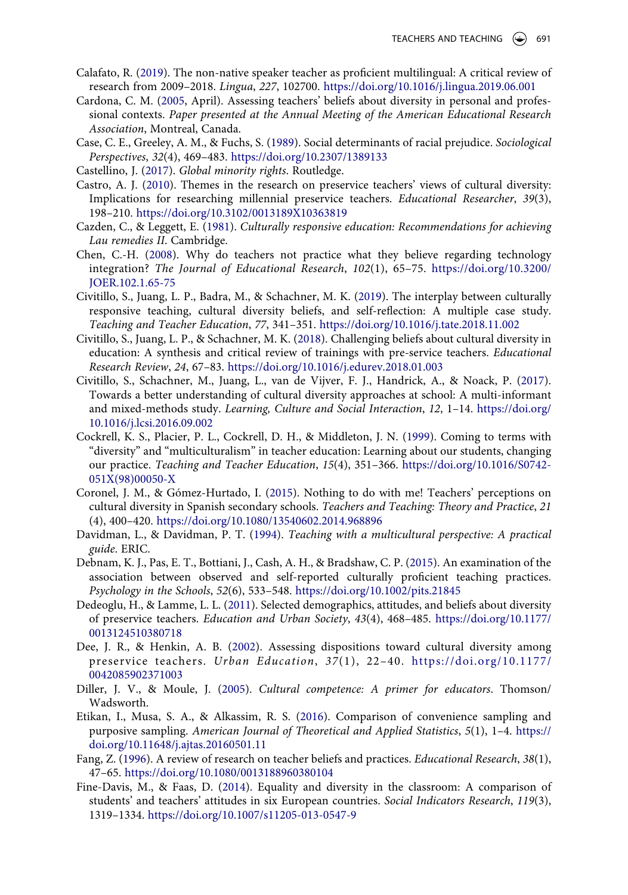Calafato, R. (2019). The non-native speaker teacher as proficient multilingual: A critical review of research from 2009–2018. *Lingua*, *227*, 102700. https://doi.org/10.1016/j.lingua.2019.06.001

Cardona, C. M. (2005, April). Assessing teachers' beliefs about diversity in personal and professional contexts. *Paper presented at the Annual Meeting of the American Educational Research Association*, Montreal, Canada.

Case, C. E., Greeley, A. M., & Fuchs, S. (1989). Social determinants of racial prejudice. *Sociological Perspectives*, *32*(4), 469–483. https://doi.org/10.2307/1389133

Castellino, J. (2017). *Global minority rights*. Routledge.

Castro, A. J. (2010). Themes in the research on preservice teachers' views of cultural diversity: Implications for researching millennial preservice teachers. *Educational Researcher*, *39*(3), 198–210. https://doi.org/10.3102/0013189X10363819

Cazden, C., & Leggett, E. (1981). *Culturally responsive education: Recommendations for achieving Lau remedies II*. Cambridge.

Chen, C.-H. (2008). Why do teachers not practice what they believe regarding technology integration? *The Journal of Educational Research*, *102*(1), 65–75. https://doi.org/10.3200/JOER.102.1.65-75

Civitillo, S., Juang, L. P., Badra, M., & Schachner, M. K. (2019). The interplay between culturally responsive teaching, cultural diversity beliefs, and self-reflection: A multiple case study. *Teaching and Teacher Education*, *77*, 341–351. https://doi.org/10.1016/j.tate.2018.11.002

Civitillo, S., Juang, L. P., & Schachner, M. K. (2018). Challenging beliefs about cultural diversity in education: A synthesis and critical review of trainings with pre-service teachers. *Educational Research Review*, *24*, 67–83. https://doi.org/10.1016/j.edurev.2018.01.003

Civitillo, S., Schachner, M., Juang, L., van de Vijver, F. J., Handrick, A., & Noack, P. (2017). Towards a better understanding of cultural diversity approaches at school: A multi-informant and mixed-methods study. *Learning, Culture and Social Interaction*, *12*, 1–14. https://doi.org/10.1016/j.lcsi.2016.09.002

Cockrell, K. S., Placier, P. L., Cockrell, D. H., & Middleton, J. N. (1999). Coming to terms with "diversity" and "multiculturalism" in teacher education: Learning about our students, changing our practice. *Teaching and Teacher Education*, *15*(4), 351–366. https://doi.org/10.1016/S0742-051X(98)00050-X

Coronel, J. M., & Gómez-Hurtado, I. (2015). Nothing to do with me! Teachers' perceptions on cultural diversity in Spanish secondary schools. *Teachers and Teaching: Theory and Practice*, *21*(4), 400–420. https://doi.org/10.1080/13540602.2014.968896

Davidman, L., & Davidman, P. T. (1994). *Teaching with a multicultural perspective: A practical guide*. ERIC.

Debnam, K. J., Pas, E. T., Bottiani, J., Cash, A. H., & Bradshaw, C. P. (2015). An examination of the association between observed and self-reported culturally proficient teaching practices. *Psychology in the Schools*, *52*(6), 533–548. https://doi.org/10.1002/pits.21845

Dedeoglu, H., & Lamme, L. L. (2011). Selected demographics, attitudes, and beliefs about diversity of preservice teachers. *Education and Urban Society*, *43*(4), 468–485. https://doi.org/10.1177/0013124510380718

Dee, J. R., & Henkin, A. B. (2002). Assessing dispositions toward cultural diversity among preservice teachers. *Urban Education*, *37*(1), 22–40. https://doi.org/10.1177/0042085902371003

Diller, J. V., & Moule, J. (2005). *Cultural competence: A primer for educators*. Thomson/Wadsworth.

Etikan, I., Musa, S. A., & Alkassim, R. S. (2016). Comparison of convenience sampling and purposive sampling. *American Journal of Theoretical and Applied Statistics*, *5*(1), 1–4. https://doi.org/10.11648/j.ajtas.20160501.11

Fang, Z. (1996). A review of research on teacher beliefs and practices. *Educational Research*, *38*(1), 47–65. https://doi.org/10.1080/0013188960380104

Fine-Davis, M., & Faas, D. (2014). Equality and diversity in the classroom: A comparison of students' and teachers' attitudes in six European countries. *Social Indicators Research*, *119*(3), 1319–1334. https://doi.org/10.1007/s11205-013-0547-9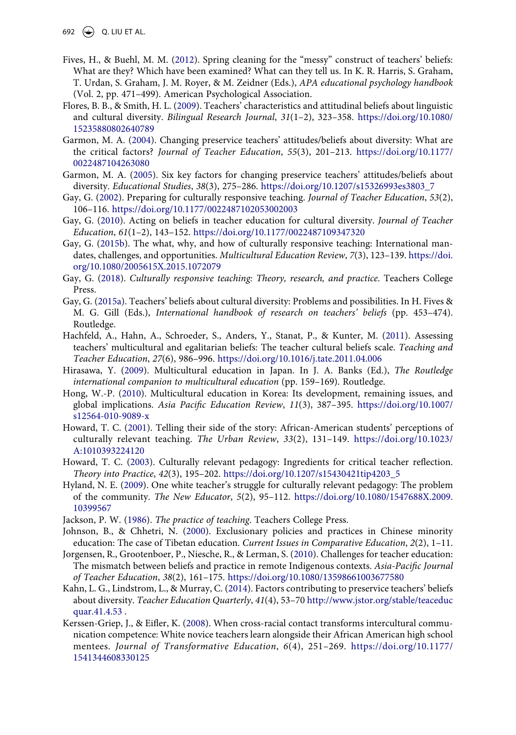Fives, H., & Buehl, M. M. (2012). Spring cleaning for the "messy" construct of teachers' beliefs: What are they? Which have been examined? What can they tell us. In K. R. Harris, S. Graham, T. Urdan, S. Graham, J. M. Royer, & M. Zeidner (Eds.), *APA educational psychology handbook* (Vol. 2, pp. 471–499). American Psychological Association.

Flores, B. B., & Smith, H. L. (2009). Teachers' characteristics and attitudinal beliefs about linguistic and cultural diversity. *Bilingual Research Journal*, *31*(1–2), 323–358. https://doi.org/10.1080/15235880802640789

Garmon, M. A. (2004). Changing preservice teachers' attitudes/beliefs about diversity: What are the critical factors? *Journal of Teacher Education*, *55*(3), 201–213. https://doi.org/10.1177/0022487104263080

Garmon, M. A. (2005). Six key factors for changing preservice teachers' attitudes/beliefs about diversity. *Educational Studies*, *38*(3), 275–286. https://doi.org/10.1207/s15326993es3803_7

Gay, G. (2002). Preparing for culturally responsive teaching. *Journal of Teacher Education*, *53*(2), 106–116. https://doi.org/10.1177/0022487102053002003

Gay, G. (2010). Acting on beliefs in teacher education for cultural diversity. *Journal of Teacher Education*, *61*(1–2), 143–152. https://doi.org/10.1177/0022487109347320

Gay, G. (2015b). The what, why, and how of culturally responsive teaching: International mandates, challenges, and opportunities. *Multicultural Education Review*, *7*(3), 123–139. https://doi.org/10.1080/2005615X.2015.1072079

Gay, G. (2018). *Culturally responsive teaching: Theory, research, and practice*. Teachers College Press.

Gay, G. (2015a). Teachers' beliefs about cultural diversity: Problems and possibilities. In H. Fives & M. G. Gill (Eds.), *International handbook of research on teachers' beliefs* (pp. 453–474). Routledge.

Hachfeld, A., Hahn, A., Schroeder, S., Anders, Y., Stanat, P., & Kunter, M. (2011). Assessing teachers' multicultural and egalitarian beliefs: The teacher cultural beliefs scale. *Teaching and Teacher Education*, *27*(6), 986–996. https://doi.org/10.1016/j.tate.2011.04.006

Hirasawa, Y. (2009). Multicultural education in Japan. In J. A. Banks (Ed.), *The Routledge international companion to multicultural education* (pp. 159–169). Routledge.

Hong, W.-P. (2010). Multicultural education in Korea: Its development, remaining issues, and global implications. *Asia Pacific Education Review*, *11*(3), 387–395. https://doi.org/10.1007/s12564-010-9089-x

Howard, T. C. (2001). Telling their side of the story: African-American students' perceptions of culturally relevant teaching. *The Urban Review*, *33*(2), 131–149. https://doi.org/10.1023/A:1010393224120

Howard, T. C. (2003). Culturally relevant pedagogy: Ingredients for critical teacher reflection. *Theory into Practice*, *42*(3), 195–202. https://doi.org/10.1207/s15430421tip4203_5

Hyland, N. E. (2009). One white teacher's struggle for culturally relevant pedagogy: The problem of the community. *The New Educator*, *5*(2), 95–112. https://doi.org/10.1080/1547688X.2009.10399567

Jackson, P. W. (1986). *The practice of teaching*. Teachers College Press.

Johnson, B., & Chhetri, N. (2000). Exclusionary policies and practices in Chinese minority education: The case of Tibetan education. *Current Issues in Comparative Education*, *2*(2), 1–11.

Jorgensen, R., Grootenboer, P., Niesche, R., & Lerman, S. (2010). Challenges for teacher education: The mismatch between beliefs and practice in remote Indigenous contexts. *Asia-Pacific Journal of Teacher Education*, *38*(2), 161–175. https://doi.org/10.1080/13598661003677580

Kahn, L. G., Lindstrom, L., & Murray, C. (2014). Factors contributing to preservice teachers' beliefs about diversity. *Teacher Education Quarterly*, *41*(4), 53–70 http://www.jstor.org/stable/teaceducquar.41.4.53 .

Kerssen-Griep, J., & Eifler, K. (2008). When cross-racial contact transforms intercultural communication competence: White novice teachers learn alongside their African American high school mentees. *Journal of Transformative Education*, *6*(4), 251–269. https://doi.org/10.1177/1541344608330125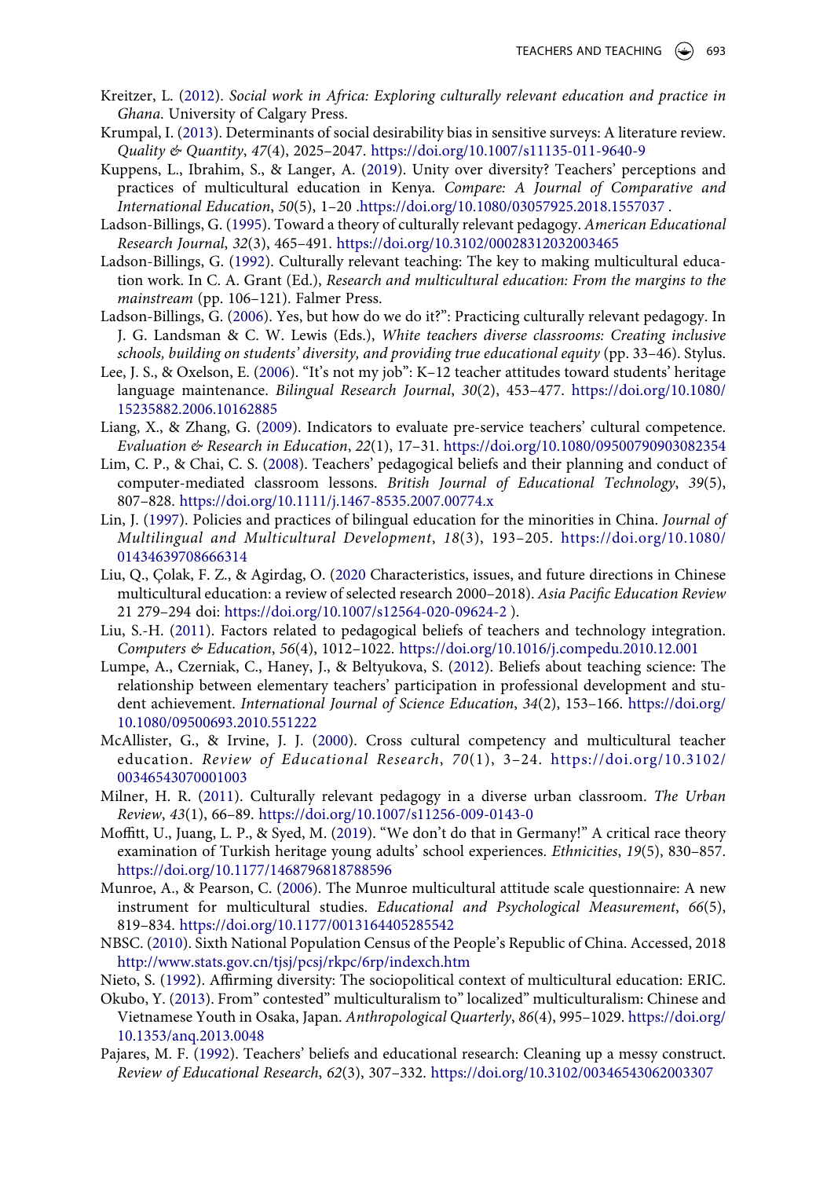Kreitzer, L. (2012). *Social work in Africa: Exploring culturally relevant education and practice in Ghana*. University of Calgary Press.

Krumpal, I. (2013). Determinants of social desirability bias in sensitive surveys: A literature review. *Quality & Quantity*, *47*(4), 2025–2047. https://doi.org/10.1007/s11135-011-9640-9

Kuppens, L., Ibrahim, S., & Langer, A. (2019). Unity over diversity? Teachers' perceptions and practices of multicultural education in Kenya. *Compare: A Journal of Comparative and International Education*, *50*(5), 1–20 .https://doi.org/10.1080/03057925.2018.1557037 .

Ladson-Billings, G. (1995). Toward a theory of culturally relevant pedagogy. *American Educational Research Journal*, *32*(3), 465–491. https://doi.org/10.3102/00028312032003465

Ladson-Billings, G. (1992). Culturally relevant teaching: The key to making multicultural education work. In C. A. Grant (Ed.), *Research and multicultural education: From the margins to the mainstream* (pp. 106–121). Falmer Press.

Ladson-Billings, G. (2006). Yes, but how do we do it?": Practicing culturally relevant pedagogy. In J. G. Landsman & C. W. Lewis (Eds.), *White teachers diverse classrooms: Creating inclusive schools, building on students' diversity, and providing true educational equity* (pp. 33–46). Stylus.

Lee, J. S., & Oxelson, E. (2006). "It's not my job": K–12 teacher attitudes toward students' heritage language maintenance. *Bilingual Research Journal*, *30*(2), 453–477. https://doi.org/10.1080/15235882.2006.10162885

Liang, X., & Zhang, G. (2009). Indicators to evaluate pre-service teachers' cultural competence. *Evaluation & Research in Education*, *22*(1), 17–31. https://doi.org/10.1080/09500790903082354

Lim, C. P., & Chai, C. S. (2008). Teachers' pedagogical beliefs and their planning and conduct of computer-mediated classroom lessons. *British Journal of Educational Technology*, *39*(5), 807–828. https://doi.org/10.1111/j.1467-8535.2007.00774.x

Lin, J. (1997). Policies and practices of bilingual education for the minorities in China. *Journal of Multilingual and Multicultural Development*, *18*(3), 193–205. https://doi.org/10.1080/01434639708666314

Liu, Q., Çolak, F. Z., & Agirdag, O. (2020 Characteristics, issues, and future directions in Chinese multicultural education: a review of selected research 2000–2018). *Asia Pacific Education Review* 21 279–294 doi: https://doi.org/10.1007/s12564-020-09624-2 ).

Liu, S.-H. (2011). Factors related to pedagogical beliefs of teachers and technology integration. *Computers & Education*, *56*(4), 1012–1022. https://doi.org/10.1016/j.compedu.2010.12.001

Lumpe, A., Czerniak, C., Haney, J., & Beltyukova, S. (2012). Beliefs about teaching science: The relationship between elementary teachers' participation in professional development and student achievement. *International Journal of Science Education*, *34*(2), 153–166. https://doi.org/10.1080/09500693.2010.551222

McAllister, G., & Irvine, J. J. (2000). Cross cultural competency and multicultural teacher education. *Review of Educational Research*, *70*(1), 3–24. https://doi.org/10.3102/00346543070001003

Milner, H. R. (2011). Culturally relevant pedagogy in a diverse urban classroom. *The Urban Review*, *43*(1), 66–89. https://doi.org/10.1007/s11256-009-0143-0

Moffitt, U., Juang, L. P., & Syed, M. (2019). "We don't do that in Germany!" A critical race theory examination of Turkish heritage young adults' school experiences. *Ethnicities*, *19*(5), 830–857. https://doi.org/10.1177/1468796818788596

Munroe, A., & Pearson, C. (2006). The Munroe multicultural attitude scale questionnaire: A new instrument for multicultural studies. *Educational and Psychological Measurement*, *66*(5), 819–834. https://doi.org/10.1177/0013164405285542

NBSC. (2010). Sixth National Population Census of the People's Republic of China. Accessed, 2018 http://www.stats.gov.cn/tjsj/pcsj/rkpc/6rp/indexch.htm

Nieto, S. (1992). Affirming diversity: The sociopolitical context of multicultural education: ERIC.

Okubo, Y. (2013). From" contested" multiculturalism to" localized" multiculturalism: Chinese and Vietnamese Youth in Osaka, Japan. *Anthropological Quarterly*, *86*(4), 995–1029. https://doi.org/10.1353/anq.2013.0048

Pajares, M. F. (1992). Teachers' beliefs and educational research: Cleaning up a messy construct. *Review of Educational Research*, *62*(3), 307–332. https://doi.org/10.3102/00346543062003307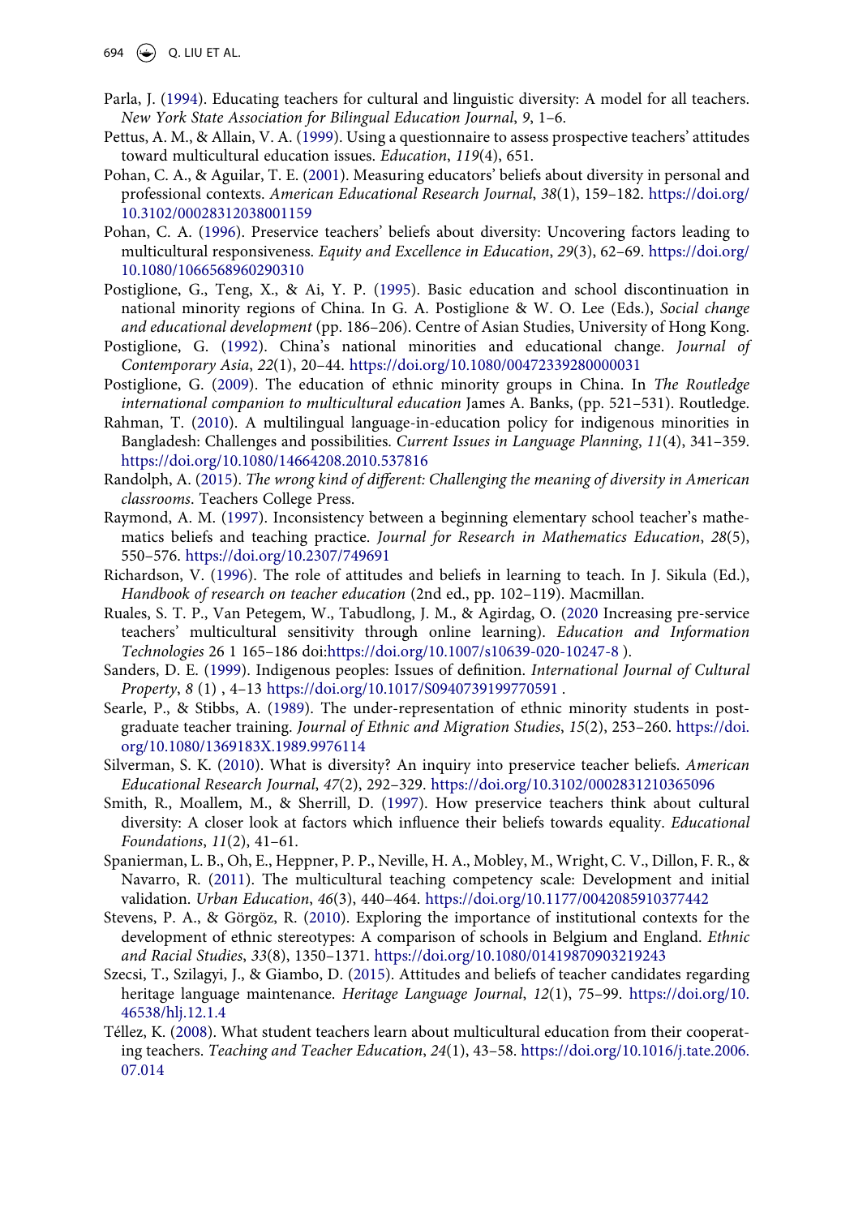Parla, J. (1994). Educating teachers for cultural and linguistic diversity: A model for all teachers. *New York State Association for Bilingual Education Journal*, *9*, 1–6.

Pettus, A. M., & Allain, V. A. (1999). Using a questionnaire to assess prospective teachers' attitudes toward multicultural education issues. *Education*, *119*(4), 651.

Pohan, C. A., & Aguilar, T. E. (2001). Measuring educators' beliefs about diversity in personal and professional contexts. *American Educational Research Journal*, *38*(1), 159–182. https://doi.org/10.3102/00028312038001159

Pohan, C. A. (1996). Preservice teachers' beliefs about diversity: Uncovering factors leading to multicultural responsiveness. *Equity and Excellence in Education*, *29*(3), 62–69. https://doi.org/10.1080/1066568960290310

Postiglione, G., Teng, X., & Ai, Y. P. (1995). Basic education and school discontinuation in national minority regions of China. In G. A. Postiglione & W. O. Lee (Eds.), *Social change and educational development* (pp. 186–206). Centre of Asian Studies, University of Hong Kong.

Postiglione, G. (1992). China's national minorities and educational change. *Journal of Contemporary Asia*, *22*(1), 20–44. https://doi.org/10.1080/00472339280000031

Postiglione, G. (2009). The education of ethnic minority groups in China. In *The Routledge international companion to multicultural education* James A. Banks, (pp. 521–531). Routledge.

Rahman, T. (2010). A multilingual language-in-education policy for indigenous minorities in Bangladesh: Challenges and possibilities. *Current Issues in Language Planning*, *11*(4), 341–359. https://doi.org/10.1080/14664208.2010.537816

Randolph, A. (2015). *The wrong kind of different: Challenging the meaning of diversity in American classrooms*. Teachers College Press.

Raymond, A. M. (1997). Inconsistency between a beginning elementary school teacher's mathematics beliefs and teaching practice. *Journal for Research in Mathematics Education*, *28*(5), 550–576. https://doi.org/10.2307/749691

Richardson, V. (1996). The role of attitudes and beliefs in learning to teach. In J. Sikula (Ed.), *Handbook of research on teacher education* (2nd ed., pp. 102–119). Macmillan.

Ruales, S. T. P., Van Petegem, W., Tabudlong, J. M., & Agirdag, O. (2020 Increasing pre-service teachers' multicultural sensitivity through online learning). *Education and Information Technologies* 26 1 165–186 doi:https://doi.org/10.1007/s10639-020-10247-8 ).

Sanders, D. E. (1999). Indigenous peoples: Issues of definition. *International Journal of Cultural Property*, *8* (1) , 4–13 https://doi.org/10.1017/S0940739199770591 .

Searle, P., & Stibbs, A. (1989). The under-representation of ethnic minority students in post-graduate teacher training. *Journal of Ethnic and Migration Studies*, *15*(2), 253–260. https://doi.org/10.1080/1369183X.1989.9976114

Silverman, S. K. (2010). What is diversity? An inquiry into preservice teacher beliefs. *American Educational Research Journal*, *47*(2), 292–329. https://doi.org/10.3102/0002831210365096

Smith, R., Moallem, M., & Sherrill, D. (1997). How preservice teachers think about cultural diversity: A closer look at factors which influence their beliefs towards equality. *Educational Foundations*, *11*(2), 41–61.

Spanierman, L. B., Oh, E., Heppner, P. P., Neville, H. A., Mobley, M., Wright, C. V., Dillon, F. R., & Navarro, R. (2011). The multicultural teaching competency scale: Development and initial validation. *Urban Education*, *46*(3), 440–464. https://doi.org/10.1177/0042085910377442

Stevens, P. A., & Görgöz, R. (2010). Exploring the importance of institutional contexts for the development of ethnic stereotypes: A comparison of schools in Belgium and England. *Ethnic and Racial Studies*, *33*(8), 1350–1371. https://doi.org/10.1080/01419870903219243

Szecsi, T., Szilagyi, J., & Giambo, D. (2015). Attitudes and beliefs of teacher candidates regarding heritage language maintenance. *Heritage Language Journal*, *12*(1), 75–99. https://doi.org/10.46538/hlj.12.1.4

Téllez, K. (2008). What student teachers learn about multicultural education from their cooperating teachers. *Teaching and Teacher Education*, *24*(1), 43–58. https://doi.org/10.1016/j.tate.2006.07.014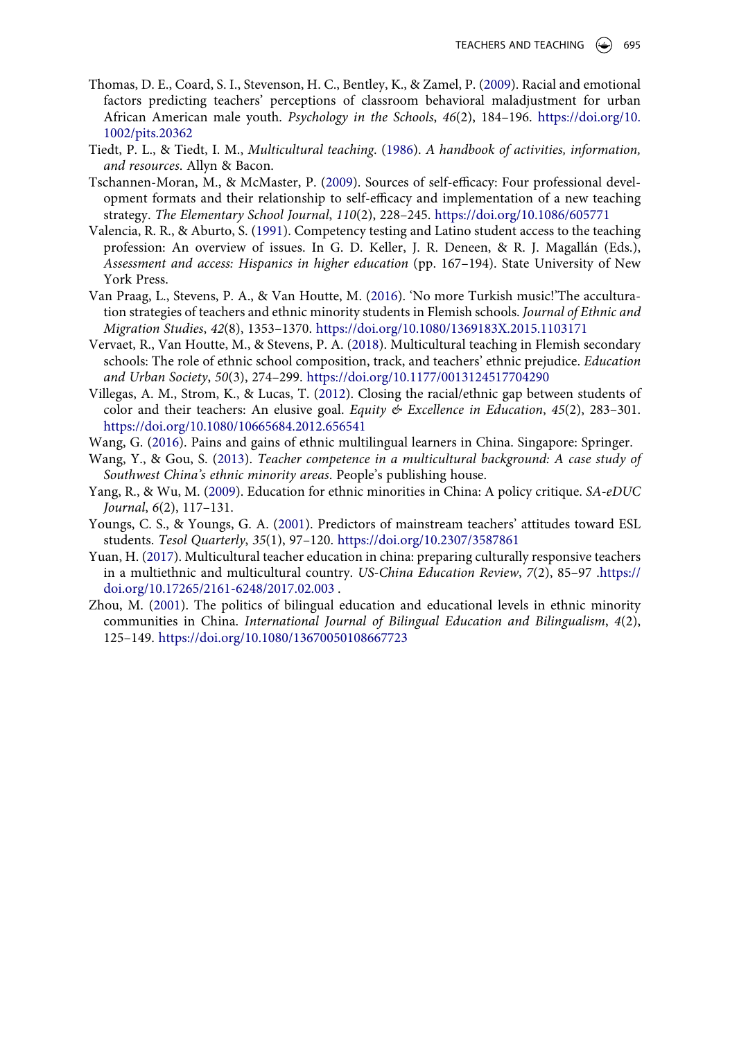Thomas, D. E., Coard, S. I., Stevenson, H. C., Bentley, K., & Zamel, P. (2009). Racial and emotional factors predicting teachers' perceptions of classroom behavioral maladjustment for urban African American male youth. *Psychology in the Schools*, *46*(2), 184–196. https://doi.org/10.1002/pits.20362

Tiedt, P. L., & Tiedt, I. M., *Multicultural teaching*. (1986). *A handbook of activities, information, and resources*. Allyn & Bacon.

Tschannen-Moran, M., & McMaster, P. (2009). Sources of self-efficacy: Four professional development formats and their relationship to self-efficacy and implementation of a new teaching strategy. *The Elementary School Journal*, *110*(2), 228–245. https://doi.org/10.1086/605771

Valencia, R. R., & Aburto, S. (1991). Competency testing and Latino student access to the teaching profession: An overview of issues. In G. D. Keller, J. R. Deneen, & R. J. Magallán (Eds.), *Assessment and access: Hispanics in higher education* (pp. 167–194). State University of New York Press.

Van Praag, L., Stevens, P. A., & Van Houtte, M. (2016). 'No more Turkish music!'The acculturation strategies of teachers and ethnic minority students in Flemish schools. *Journal of Ethnic and Migration Studies*, *42*(8), 1353–1370. https://doi.org/10.1080/1369183X.2015.1103171

Vervaet, R., Van Houtte, M., & Stevens, P. A. (2018). Multicultural teaching in Flemish secondary schools: The role of ethnic school composition, track, and teachers' ethnic prejudice. *Education and Urban Society*, *50*(3), 274–299. https://doi.org/10.1177/0013124517704290

Villegas, A. M., Strom, K., & Lucas, T. (2012). Closing the racial/ethnic gap between students of color and their teachers: An elusive goal. *Equity & Excellence in Education*, *45*(2), 283–301. https://doi.org/10.1080/10665684.2012.656541

Wang, G. (2016). Pains and gains of ethnic multilingual learners in China. Singapore: Springer.

Wang, Y., & Gou, S. (2013). *Teacher competence in a multicultural background: A case study of Southwest China's ethnic minority areas*. People's publishing house.

Yang, R., & Wu, M. (2009). Education for ethnic minorities in China: A policy critique. *SA-eDUC Journal*, *6*(2), 117–131.

Youngs, C. S., & Youngs, G. A. (2001). Predictors of mainstream teachers' attitudes toward ESL students. *Tesol Quarterly*, *35*(1), 97–120. https://doi.org/10.2307/3587861

Yuan, H. (2017). Multicultural teacher education in china: preparing culturally responsive teachers in a multiethnic and multicultural country. *US-China Education Review*, *7*(2), 85–97 .https://doi.org/10.17265/2161-6248/2017.02.003 .

Zhou, M. (2001). The politics of bilingual education and educational levels in ethnic minority communities in China. *International Journal of Bilingual Education and Bilingualism*, *4*(2), 125–149. https://doi.org/10.1080/13670050108667723